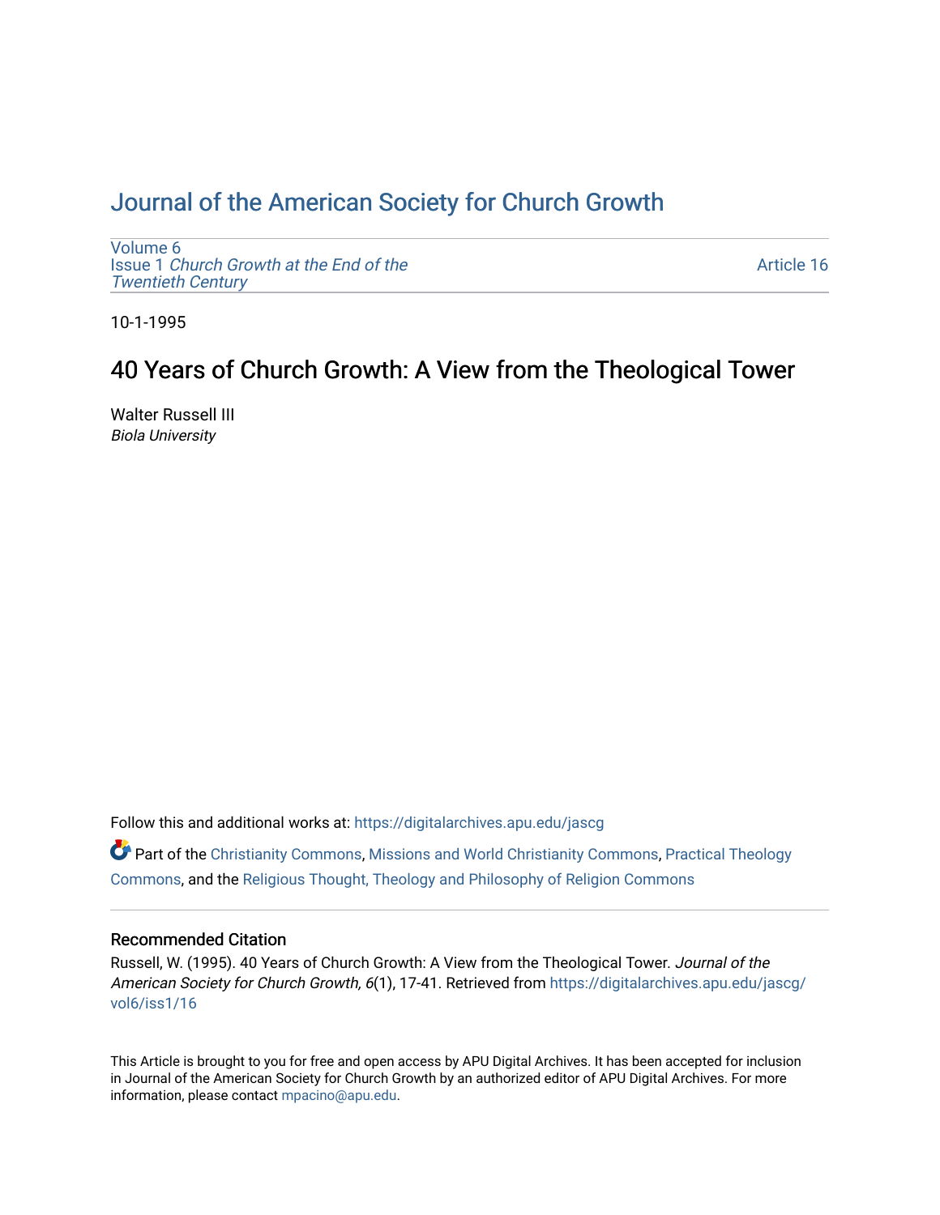# Journal of the American Society for Church Growth

Volume 6
Issue 1 *Church Growth at the End of the Twentieth Century*

Article 16

10-1-1995

## 40 Years of Church Growth: A View from the Theological Tower

Walter Russell III
*Biola University*

Follow this and additional works at: https://digitalarchives.apu.edu/jascg

Part of the Christianity Commons, Missions and World Christianity Commons, Practical Theology Commons, and the Religious Thought, Theology and Philosophy of Religion Commons

### Recommended Citation

Russell, W. (1995). 40 Years of Church Growth: A View from the Theological Tower. *Journal of the American Society for Church Growth, 6*(1), 17-41. Retrieved from https://digitalarchives.apu.edu/jascg/vol6/iss1/16

This Article is brought to you for free and open access by APU Digital Archives. It has been accepted for inclusion in Journal of the American Society for Church Growth by an authorized editor of APU Digital Archives. For more information, please contact mpacino@apu.edu.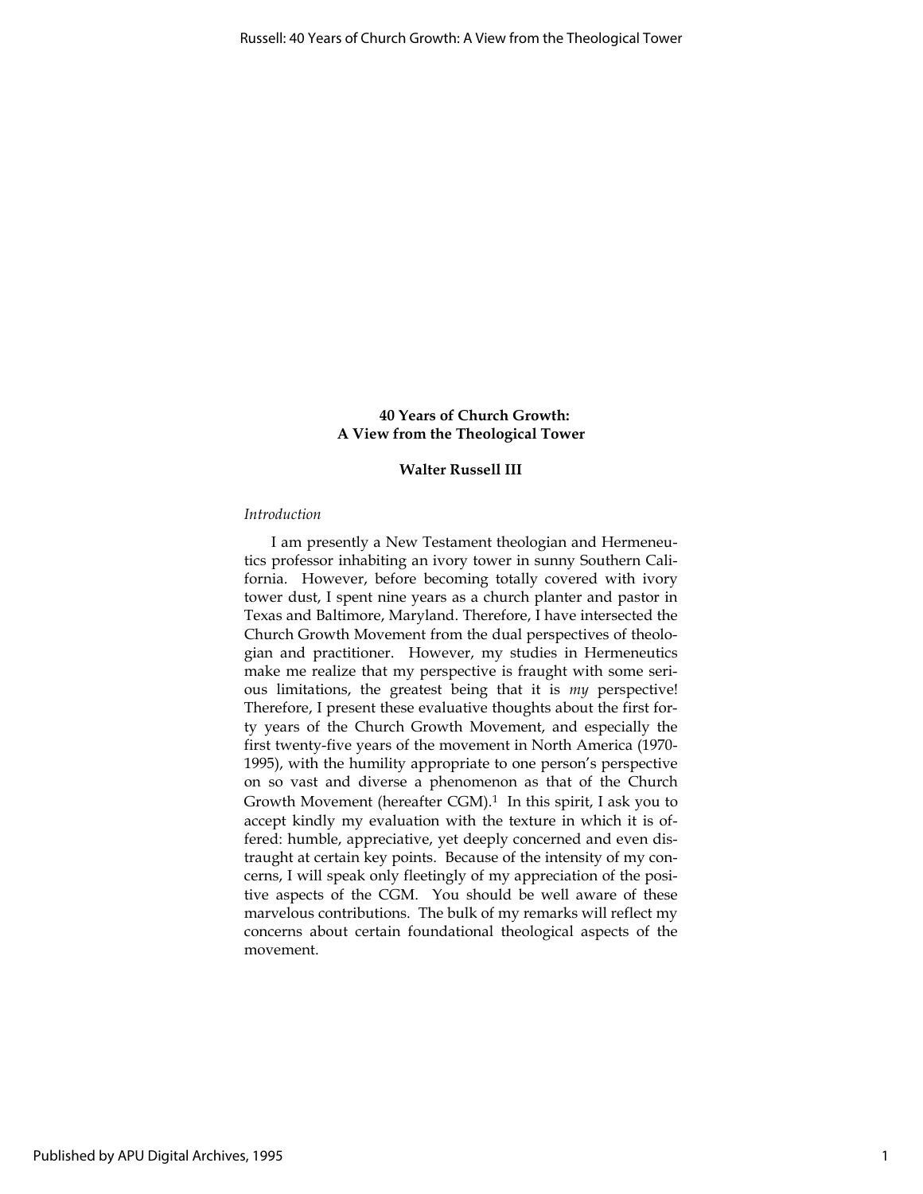# 40 Years of Church Growth: A View from the Theological Tower

**Walter Russell III**

*Introduction*

I am presently a New Testament theologian and Hermeneutics professor inhabiting an ivory tower in sunny Southern California. However, before becoming totally covered with ivory tower dust, I spent nine years as a church planter and pastor in Texas and Baltimore, Maryland. Therefore, I have intersected the Church Growth Movement from the dual perspectives of theologian and practitioner. However, my studies in Hermeneutics make me realize that my perspective is fraught with some serious limitations, the greatest being that it is *my* perspective! Therefore, I present these evaluative thoughts about the first forty years of the Church Growth Movement, and especially the first twenty-five years of the movement in North America (1970-1995), with the humility appropriate to one person's perspective on so vast and diverse a phenomenon as that of the Church Growth Movement (hereafter CGM).[1] In this spirit, I ask you to accept kindly my evaluation with the texture in which it is offered: humble, appreciative, yet deeply concerned and even distraught at certain key points. Because of the intensity of my concerns, I will speak only fleetingly of my appreciation of the positive aspects of the CGM. You should be well aware of these marvelous contributions. The bulk of my remarks will reflect my concerns about certain foundational theological aspects of the movement.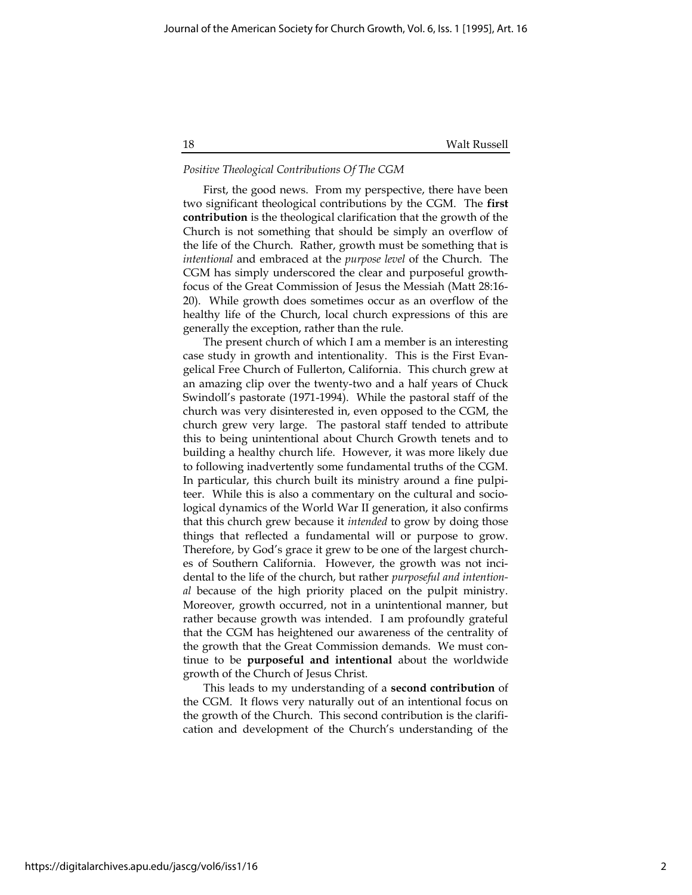*Positive Theological Contributions Of The CGM*

First, the good news. From my perspective, there have been two significant theological contributions by the CGM. The **first contribution** is the theological clarification that the growth of the Church is not something that should be simply an overflow of the life of the Church. Rather, growth must be something that is *intentional* and embraced at the *purpose level* of the Church. The CGM has simply underscored the clear and purposeful growth-focus of the Great Commission of Jesus the Messiah (Matt 28:16-20). While growth does sometimes occur as an overflow of the healthy life of the Church, local church expressions of this are generally the exception, rather than the rule.

The present church of which I am a member is an interesting case study in growth and intentionality. This is the First Evangelical Free Church of Fullerton, California. This church grew at an amazing clip over the twenty-two and a half years of Chuck Swindoll's pastorate (1971-1994). While the pastoral staff of the church was very disinterested in, even opposed to the CGM, the church grew very large. The pastoral staff tended to attribute this to being unintentional about Church Growth tenets and to building a healthy church life. However, it was more likely due to following inadvertently some fundamental truths of the CGM. In particular, this church built its ministry around a fine pulpiteer. While this is also a commentary on the cultural and sociological dynamics of the World War II generation, it also confirms that this church grew because it *intended* to grow by doing those things that reflected a fundamental will or purpose to grow. Therefore, by God's grace it grew to be one of the largest churches of Southern California. However, the growth was not incidental to the life of the church, but rather *purposeful and intentional* because of the high priority placed on the pulpit ministry. Moreover, growth occurred, not in a unintentional manner, but rather because growth was intended. I am profoundly grateful that the CGM has heightened our awareness of the centrality of the growth that the Great Commission demands. We must continue to be **purposeful and intentional** about the worldwide growth of the Church of Jesus Christ.

This leads to my understanding of a **second contribution** of the CGM. It flows very naturally out of an intentional focus on the growth of the Church. This second contribution is the clarification and development of the Church's understanding of the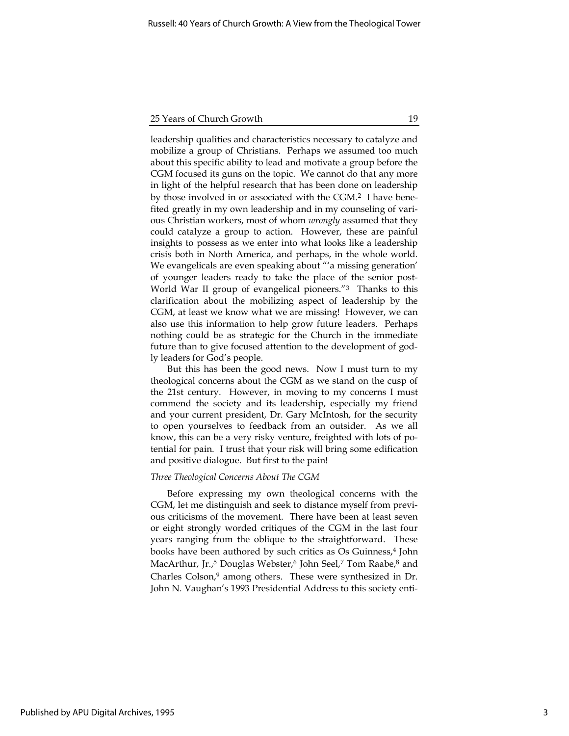leadership qualities and characteristics necessary to catalyze and mobilize a group of Christians. Perhaps we assumed too much about this specific ability to lead and motivate a group before the CGM focused its guns on the topic. We cannot do that any more in light of the helpful research that has been done on leadership by those involved in or associated with the CGM.[2] I have benefited greatly in my own leadership and in my counseling of various Christian workers, most of whom *wrongly* assumed that they could catalyze a group to action. However, these are painful insights to possess as we enter into what looks like a leadership crisis both in North America, and perhaps, in the whole world. We evangelicals are even speaking about "'a missing generation' of younger leaders ready to take the place of the senior post-World War II group of evangelical pioneers."[3] Thanks to this clarification about the mobilizing aspect of leadership by the CGM, at least we know what we are missing! However, we can also use this information to help grow future leaders. Perhaps nothing could be as strategic for the Church in the immediate future than to give focused attention to the development of godly leaders for God's people.

But this has been the good news. Now I must turn to my theological concerns about the CGM as we stand on the cusp of the 21st century. However, in moving to my concerns I must commend the society and its leadership, especially my friend and your current president, Dr. Gary McIntosh, for the security to open yourselves to feedback from an outsider. As we all know, this can be a very risky venture, freighted with lots of potential for pain. I trust that your risk will bring some edification and positive dialogue. But first to the pain!

### *Three Theological Concerns About The CGM*

Before expressing my own theological concerns with the CGM, let me distinguish and seek to distance myself from previous criticisms of the movement. There have been at least seven or eight strongly worded critiques of the CGM in the last four years ranging from the oblique to the straightforward. These books have been authored by such critics as Os Guinness,[4] John MacArthur, Jr.,[5] Douglas Webster,[6] John Seel,[7] Tom Raabe,[8] and Charles Colson,[9] among others. These were synthesized in Dr. John N. Vaughan's 1993 Presidential Address to this society enti-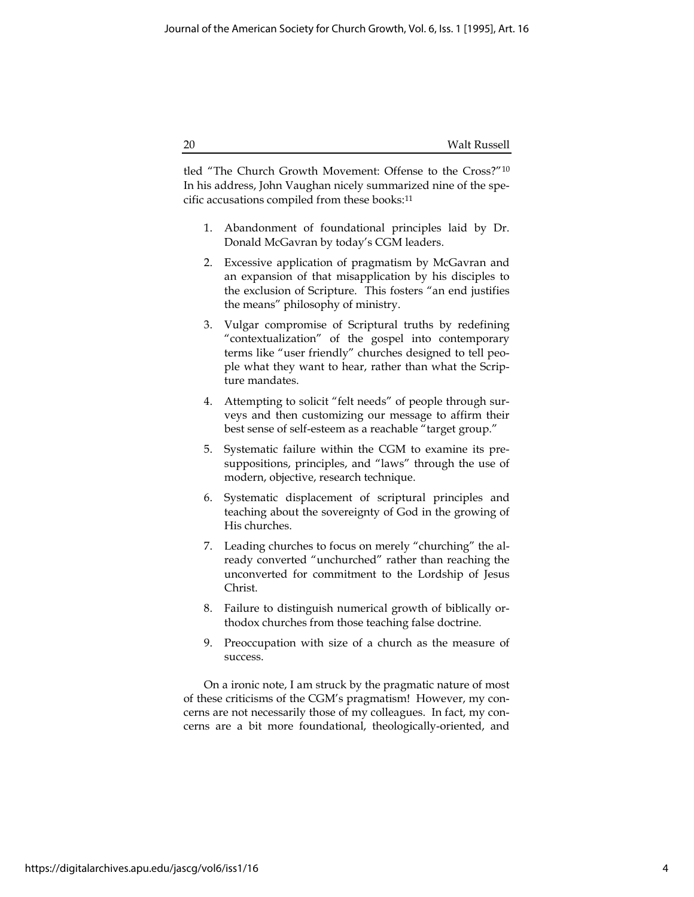tled "The Church Growth Movement: Offense to the Cross?"[10] In his address, John Vaughan nicely summarized nine of the specific accusations compiled from these books:[11]

1. Abandonment of foundational principles laid by Dr. Donald McGavran by today's CGM leaders.

2. Excessive application of pragmatism by McGavran and an expansion of that misapplication by his disciples to the exclusion of Scripture. This fosters "an end justifies the means" philosophy of ministry.

3. Vulgar compromise of Scriptural truths by redefining "contextualization" of the gospel into contemporary terms like "user friendly" churches designed to tell people what they want to hear, rather than what the Scripture mandates.

4. Attempting to solicit "felt needs" of people through surveys and then customizing our message to affirm their best sense of self-esteem as a reachable "target group."

5. Systematic failure within the CGM to examine its presuppositions, principles, and "laws" through the use of modern, objective, research technique.

6. Systematic displacement of scriptural principles and teaching about the sovereignty of God in the growing of His churches.

7. Leading churches to focus on merely "churching" the already converted "unchurched" rather than reaching the unconverted for commitment to the Lordship of Jesus Christ.

8. Failure to distinguish numerical growth of biblically orthodox churches from those teaching false doctrine.

9. Preoccupation with size of a church as the measure of success.

On a ironic note, I am struck by the pragmatic nature of most of these criticisms of the CGM's pragmatism! However, my concerns are not necessarily those of my colleagues. In fact, my concerns are a bit more foundational, theologically-oriented, and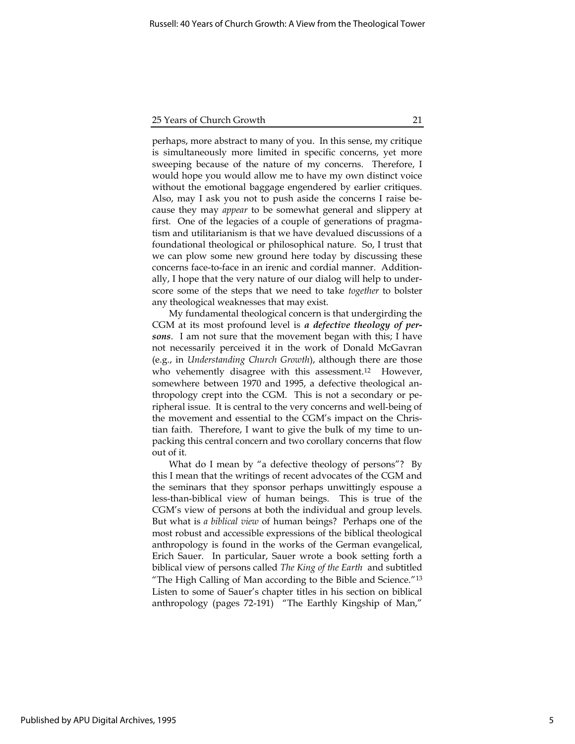perhaps, more abstract to many of you. In this sense, my critique is simultaneously more limited in specific concerns, yet more sweeping because of the nature of my concerns. Therefore, I would hope you would allow me to have my own distinct voice without the emotional baggage engendered by earlier critiques. Also, may I ask you not to push aside the concerns I raise because they may *appear* to be somewhat general and slippery at first. One of the legacies of a couple of generations of pragmatism and utilitarianism is that we have devalued discussions of a foundational theological or philosophical nature. So, I trust that we can plow some new ground here today by discussing these concerns face-to-face in an irenic and cordial manner. Additionally, I hope that the very nature of our dialog will help to underscore some of the steps that we need to take *together* to bolster any theological weaknesses that may exist.

My fundamental theological concern is that undergirding the CGM at its most profound level is ***a defective theology of persons***. I am not sure that the movement began with this; I have not necessarily perceived it in the work of Donald McGavran (e.g., in *Understanding Church Growth*), although there are those who vehemently disagree with this assessment.[12] However, somewhere between 1970 and 1995, a defective theological anthropology crept into the CGM. This is not a secondary or peripheral issue. It is central to the very concerns and well-being of the movement and essential to the CGM's impact on the Christian faith. Therefore, I want to give the bulk of my time to unpacking this central concern and two corollary concerns that flow out of it.

What do I mean by "a defective theology of persons"? By this I mean that the writings of recent advocates of the CGM and the seminars that they sponsor perhaps unwittingly espouse a less-than-biblical view of human beings. This is true of the CGM's view of persons at both the individual and group levels. But what is *a biblical view* of human beings? Perhaps one of the most robust and accessible expressions of the biblical theological anthropology is found in the works of the German evangelical, Erich Sauer. In particular, Sauer wrote a book setting forth a biblical view of persons called *The King of the Earth* and subtitled "The High Calling of Man according to the Bible and Science."[13] Listen to some of Sauer's chapter titles in his section on biblical anthropology (pages 72-191) "The Earthly Kingship of Man,"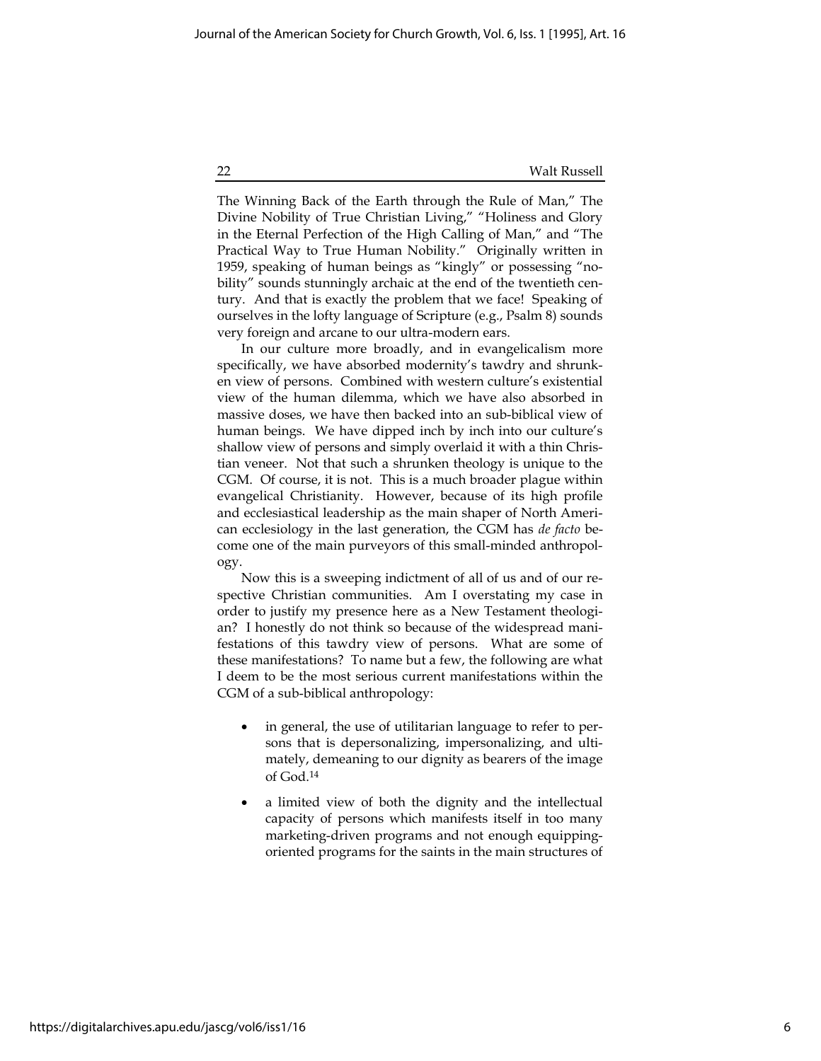The Winning Back of the Earth through the Rule of Man," The Divine Nobility of True Christian Living," "Holiness and Glory in the Eternal Perfection of the High Calling of Man," and "The Practical Way to True Human Nobility." Originally written in 1959, speaking of human beings as "kingly" or possessing "nobility" sounds stunningly archaic at the end of the twentieth century. And that is exactly the problem that we face! Speaking of ourselves in the lofty language of Scripture (e.g., Psalm 8) sounds very foreign and arcane to our ultra-modern ears.

In our culture more broadly, and in evangelicalism more specifically, we have absorbed modernity's tawdry and shrunken view of persons. Combined with western culture's existential view of the human dilemma, which we have also absorbed in massive doses, we have then backed into an sub-biblical view of human beings. We have dipped inch by inch into our culture's shallow view of persons and simply overlaid it with a thin Christian veneer. Not that such a shrunken theology is unique to the CGM. Of course, it is not. This is a much broader plague within evangelical Christianity. However, because of its high profile and ecclesiastical leadership as the main shaper of North American ecclesiology in the last generation, the CGM has *de facto* become one of the main purveyors of this small-minded anthropology.

Now this is a sweeping indictment of all of us and of our respective Christian communities. Am I overstating my case in order to justify my presence here as a New Testament theologian? I honestly do not think so because of the widespread manifestations of this tawdry view of persons. What are some of these manifestations? To name but a few, the following are what I deem to be the most serious current manifestations within the CGM of a sub-biblical anthropology:

- in general, the use of utilitarian language to refer to persons that is depersonalizing, impersonalizing, and ultimately, demeaning to our dignity as bearers of the image of God.[14]
- a limited view of both the dignity and the intellectual capacity of persons which manifests itself in too many marketing-driven programs and not enough equipping-oriented programs for the saints in the main structures of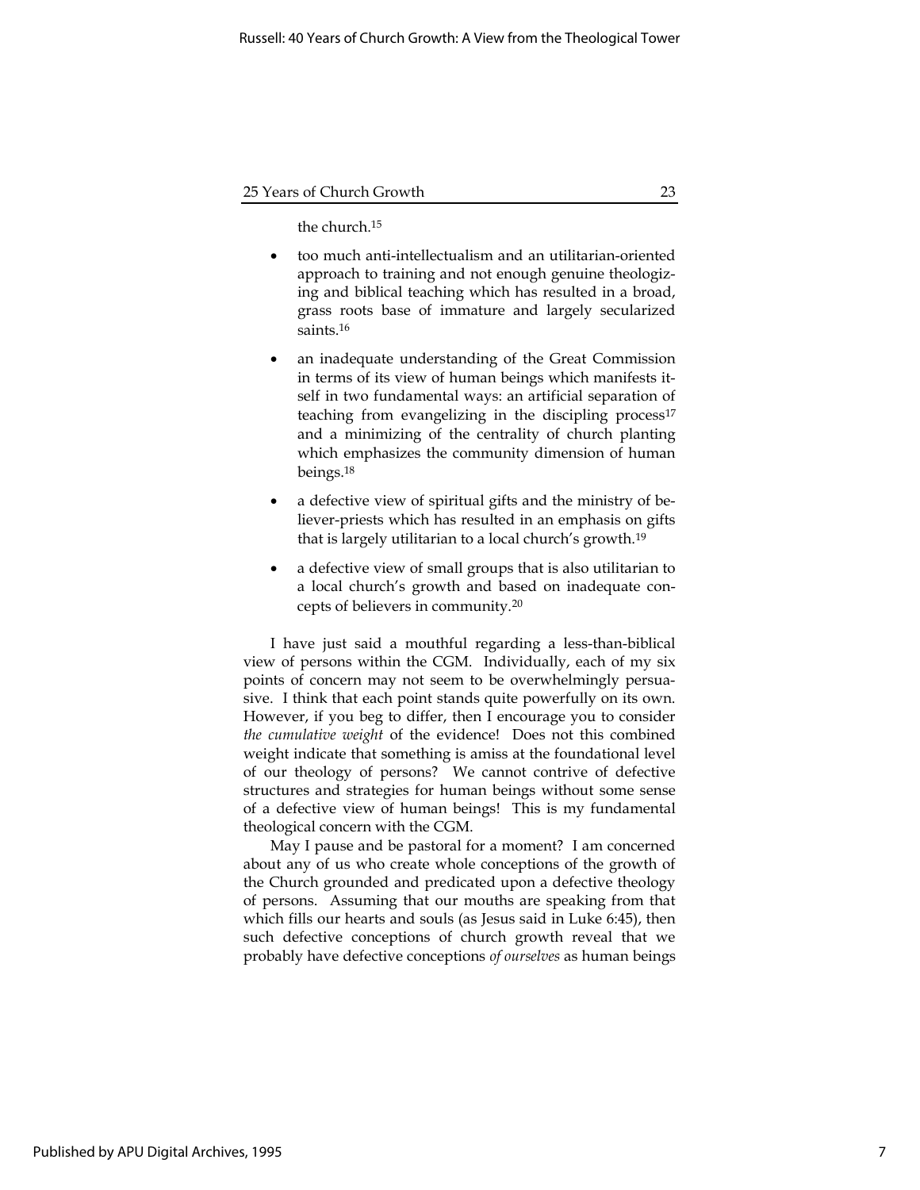the church.[15]

- too much anti-intellectualism and an utilitarian-oriented approach to training and not enough genuine theologizing and biblical teaching which has resulted in a broad, grass roots base of immature and largely secularized saints.[16]

- an inadequate understanding of the Great Commission in terms of its view of human beings which manifests itself in two fundamental ways: an artificial separation of teaching from evangelizing in the discipling process[17] and a minimizing of the centrality of church planting which emphasizes the community dimension of human beings.[18]

- a defective view of spiritual gifts and the ministry of believer-priests which has resulted in an emphasis on gifts that is largely utilitarian to a local church's growth.[19]

- a defective view of small groups that is also utilitarian to a local church's growth and based on inadequate concepts of believers in community.[20]

I have just said a mouthful regarding a less-than-biblical view of persons within the CGM. Individually, each of my six points of concern may not seem to be overwhelmingly persuasive. I think that each point stands quite powerfully on its own. However, if you beg to differ, then I encourage you to consider *the cumulative weight* of the evidence! Does not this combined weight indicate that something is amiss at the foundational level of our theology of persons? We cannot contrive of defective structures and strategies for human beings without some sense of a defective view of human beings! This is my fundamental theological concern with the CGM.

May I pause and be pastoral for a moment? I am concerned about any of us who create whole conceptions of the growth of the Church grounded and predicated upon a defective theology of persons. Assuming that our mouths are speaking from that which fills our hearts and souls (as Jesus said in Luke 6:45), then such defective conceptions of church growth reveal that we probably have defective conceptions *of ourselves* as human beings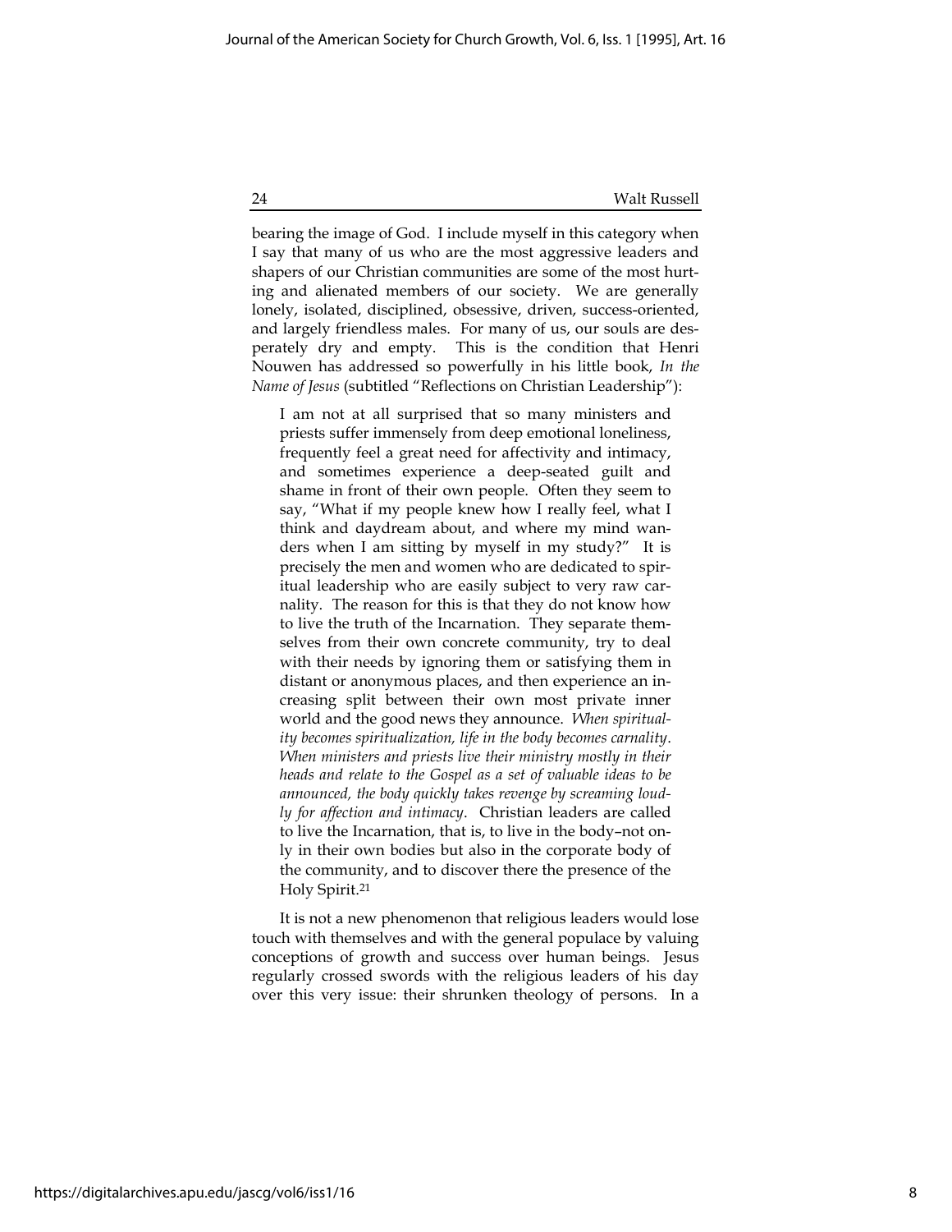bearing the image of God. I include myself in this category when I say that many of us who are the most aggressive leaders and shapers of our Christian communities are some of the most hurting and alienated members of our society. We are generally lonely, isolated, disciplined, obsessive, driven, success-oriented, and largely friendless males. For many of us, our souls are desperately dry and empty. This is the condition that Henri Nouwen has addressed so powerfully in his little book, *In the Name of Jesus* (subtitled "Reflections on Christian Leadership"):

> I am not at all surprised that so many ministers and priests suffer immensely from deep emotional loneliness, frequently feel a great need for affectivity and intimacy, and sometimes experience a deep-seated guilt and shame in front of their own people. Often they seem to say, "What if my people knew how I really feel, what I think and daydream about, and where my mind wanders when I am sitting by myself in my study?" It is precisely the men and women who are dedicated to spiritual leadership who are easily subject to very raw carnality. The reason for this is that they do not know how to live the truth of the Incarnation. They separate themselves from their own concrete community, try to deal with their needs by ignoring them or satisfying them in distant or anonymous places, and then experience an increasing split between their own most private inner world and the good news they announce. *When spirituality becomes spiritualization, life in the body becomes carnality. When ministers and priests live their ministry mostly in their heads and relate to the Gospel as a set of valuable ideas to be announced, the body quickly takes revenge by screaming loudly for affection and intimacy.* Christian leaders are called to live the Incarnation, that is, to live in the body–not only in their own bodies but also in the corporate body of the community, and to discover there the presence of the Holy Spirit.[21]

It is not a new phenomenon that religious leaders would lose touch with themselves and with the general populace by valuing conceptions of growth and success over human beings. Jesus regularly crossed swords with the religious leaders of his day over this very issue: their shrunken theology of persons. In a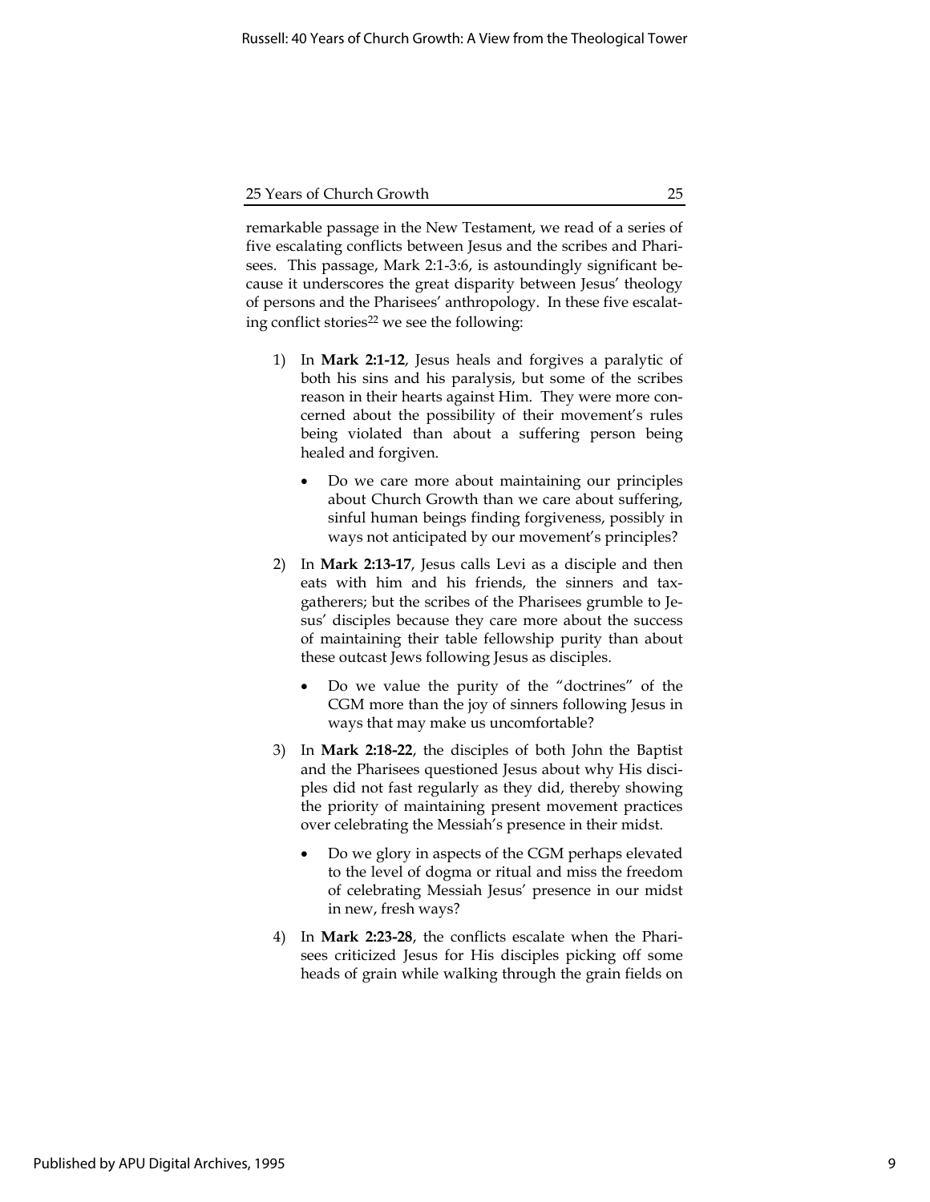remarkable passage in the New Testament, we read of a series of five escalating conflicts between Jesus and the scribes and Pharisees. This passage, Mark 2:1-3:6, is astoundingly significant because it underscores the great disparity between Jesus' theology of persons and the Pharisees' anthropology. In these five escalating conflict stories[22] we see the following:

1) In **Mark 2:1-12**, Jesus heals and forgives a paralytic of both his sins and his paralysis, but some of the scribes reason in their hearts against Him. They were more concerned about the possibility of their movement's rules being violated than about a suffering person being healed and forgiven.

    - Do we care more about maintaining our principles about Church Growth than we care about suffering, sinful human beings finding forgiveness, possibly in ways not anticipated by our movement's principles?

2) In **Mark 2:13-17**, Jesus calls Levi as a disciple and then eats with him and his friends, the sinners and tax-gatherers; but the scribes of the Pharisees grumble to Jesus' disciples because they care more about the success of maintaining their table fellowship purity than about these outcast Jews following Jesus as disciples.

    - Do we value the purity of the "doctrines" of the CGM more than the joy of sinners following Jesus in ways that may make us uncomfortable?

3) In **Mark 2:18-22**, the disciples of both John the Baptist and the Pharisees questioned Jesus about why His disciples did not fast regularly as they did, thereby showing the priority of maintaining present movement practices over celebrating the Messiah's presence in their midst.

    - Do we glory in aspects of the CGM perhaps elevated to the level of dogma or ritual and miss the freedom of celebrating Messiah Jesus' presence in our midst in new, fresh ways?

4) In **Mark 2:23-28**, the conflicts escalate when the Pharisees criticized Jesus for His disciples picking off some heads of grain while walking through the grain fields on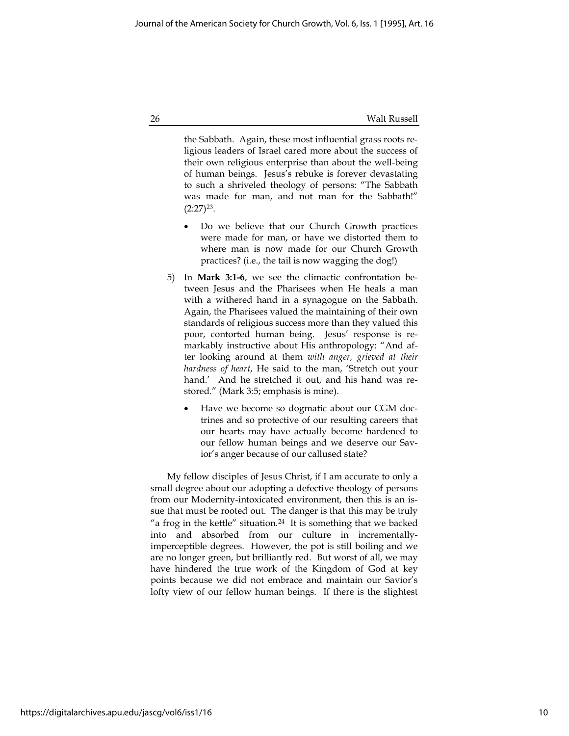the Sabbath. Again, these most influential grass roots religious leaders of Israel cared more about the success of their own religious enterprise than about the well-being of human beings. Jesus's rebuke is forever devastating to such a shriveled theology of persons: "The Sabbath was made for man, and not man for the Sabbath!" (2:27)[23].

- Do we believe that our Church Growth practices were made for man, or have we distorted them to where man is now made for our Church Growth practices? (i.e., the tail is now wagging the dog!)

5) In **Mark 3:1-6**, we see the climactic confrontation between Jesus and the Pharisees when He heals a man with a withered hand in a synagogue on the Sabbath. Again, the Pharisees valued the maintaining of their own standards of religious success more than they valued this poor, contorted human being. Jesus' response is remarkably instructive about His anthropology: "And after looking around at them *with anger, grieved at their hardness of heart*, He said to the man, 'Stretch out your hand.' And he stretched it out, and his hand was restored." (Mark 3:5; emphasis is mine).

   - Have we become so dogmatic about our CGM doctrines and so protective of our resulting careers that our hearts may have actually become hardened to our fellow human beings and we deserve our Savior's anger because of our callused state?

My fellow disciples of Jesus Christ, if I am accurate to only a small degree about our adopting a defective theology of persons from our Modernity-intoxicated environment, then this is an issue that must be rooted out. The danger is that this may be truly "a frog in the kettle" situation.[24] It is something that we backed into and absorbed from our culture in incrementally-imperceptible degrees. However, the pot is still boiling and we are no longer green, but brilliantly red. But worst of all, we may have hindered the true work of the Kingdom of God at key points because we did not embrace and maintain our Savior's lofty view of our fellow human beings. If there is the slightest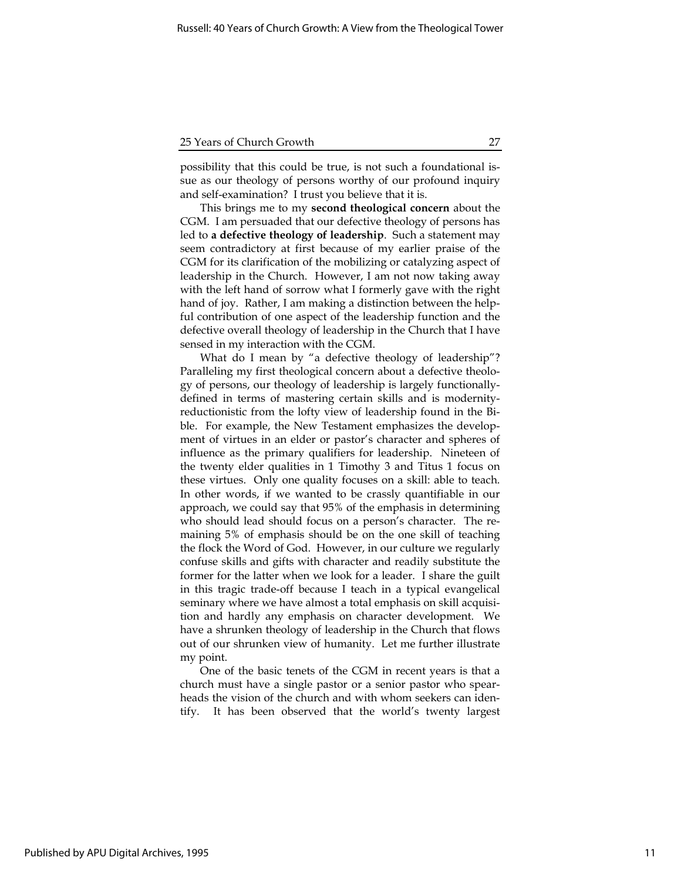possibility that this could be true, is not such a foundational issue as our theology of persons worthy of our profound inquiry and self-examination? I trust you believe that it is.

This brings me to my **second theological concern** about the CGM. I am persuaded that our defective theology of persons has led to **a defective theology of leadership**. Such a statement may seem contradictory at first because of my earlier praise of the CGM for its clarification of the mobilizing or catalyzing aspect of leadership in the Church. However, I am not now taking away with the left hand of sorrow what I formerly gave with the right hand of joy. Rather, I am making a distinction between the helpful contribution of one aspect of the leadership function and the defective overall theology of leadership in the Church that I have sensed in my interaction with the CGM.

What do I mean by "a defective theology of leadership"? Paralleling my first theological concern about a defective theology of persons, our theology of leadership is largely functionally-defined in terms of mastering certain skills and is modernity-reductionistic from the lofty view of leadership found in the Bible. For example, the New Testament emphasizes the development of virtues in an elder or pastor's character and spheres of influence as the primary qualifiers for leadership. Nineteen of the twenty elder qualities in 1 Timothy 3 and Titus 1 focus on these virtues. Only one quality focuses on a skill: able to teach. In other words, if we wanted to be crassly quantifiable in our approach, we could say that 95% of the emphasis in determining who should lead should focus on a person's character. The remaining 5% of emphasis should be on the one skill of teaching the flock the Word of God. However, in our culture we regularly confuse skills and gifts with character and readily substitute the former for the latter when we look for a leader. I share the guilt in this tragic trade-off because I teach in a typical evangelical seminary where we have almost a total emphasis on skill acquisition and hardly any emphasis on character development. We have a shrunken theology of leadership in the Church that flows out of our shrunken view of humanity. Let me further illustrate my point.

One of the basic tenets of the CGM in recent years is that a church must have a single pastor or a senior pastor who spearheads the vision of the church and with whom seekers can identify. It has been observed that the world's twenty largest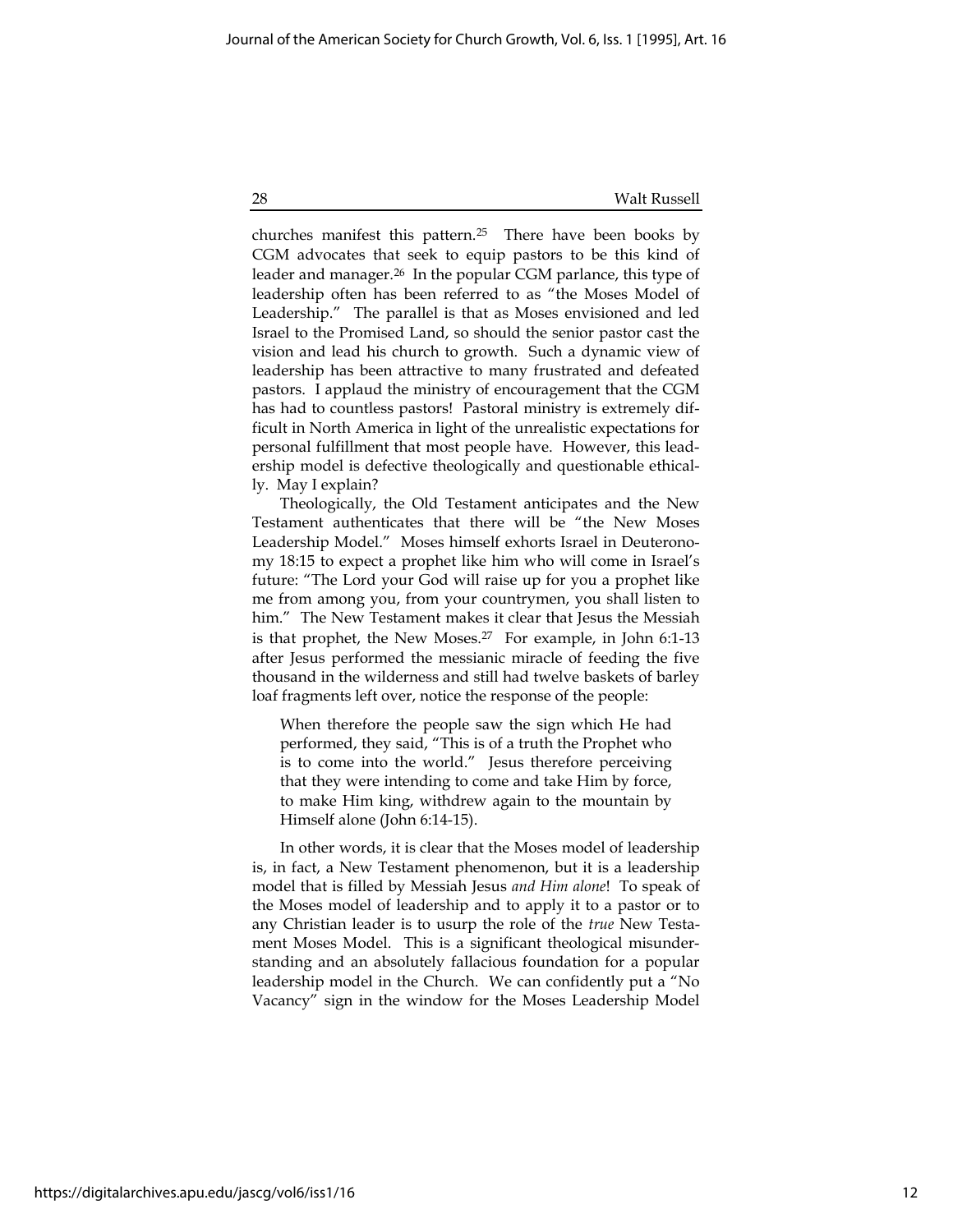churches manifest this pattern.[25] There have been books by CGM advocates that seek to equip pastors to be this kind of leader and manager.[26] In the popular CGM parlance, this type of leadership often has been referred to as "the Moses Model of Leadership." The parallel is that as Moses envisioned and led Israel to the Promised Land, so should the senior pastor cast the vision and lead his church to growth. Such a dynamic view of leadership has been attractive to many frustrated and defeated pastors. I applaud the ministry of encouragement that the CGM has had to countless pastors! Pastoral ministry is extremely difficult in North America in light of the unrealistic expectations for personal fulfillment that most people have. However, this leadership model is defective theologically and questionable ethically. May I explain?

Theologically, the Old Testament anticipates and the New Testament authenticates that there will be "the New Moses Leadership Model." Moses himself exhorts Israel in Deuteronomy 18:15 to expect a prophet like him who will come in Israel's future: "The Lord your God will raise up for you a prophet like me from among you, from your countrymen, you shall listen to him." The New Testament makes it clear that Jesus the Messiah is that prophet, the New Moses.[27] For example, in John 6:1-13 after Jesus performed the messianic miracle of feeding the five thousand in the wilderness and still had twelve baskets of barley loaf fragments left over, notice the response of the people:

> When therefore the people saw the sign which He had performed, they said, "This is of a truth the Prophet who is to come into the world." Jesus therefore perceiving that they were intending to come and take Him by force, to make Him king, withdrew again to the mountain by Himself alone (John 6:14-15).

In other words, it is clear that the Moses model of leadership is, in fact, a New Testament phenomenon, but it is a leadership model that is filled by Messiah Jesus *and Him alone*! To speak of the Moses model of leadership and to apply it to a pastor or to any Christian leader is to usurp the role of the *true* New Testament Moses Model. This is a significant theological misunderstanding and an absolutely fallacious foundation for a popular leadership model in the Church. We can confidently put a "No Vacancy" sign in the window for the Moses Leadership Model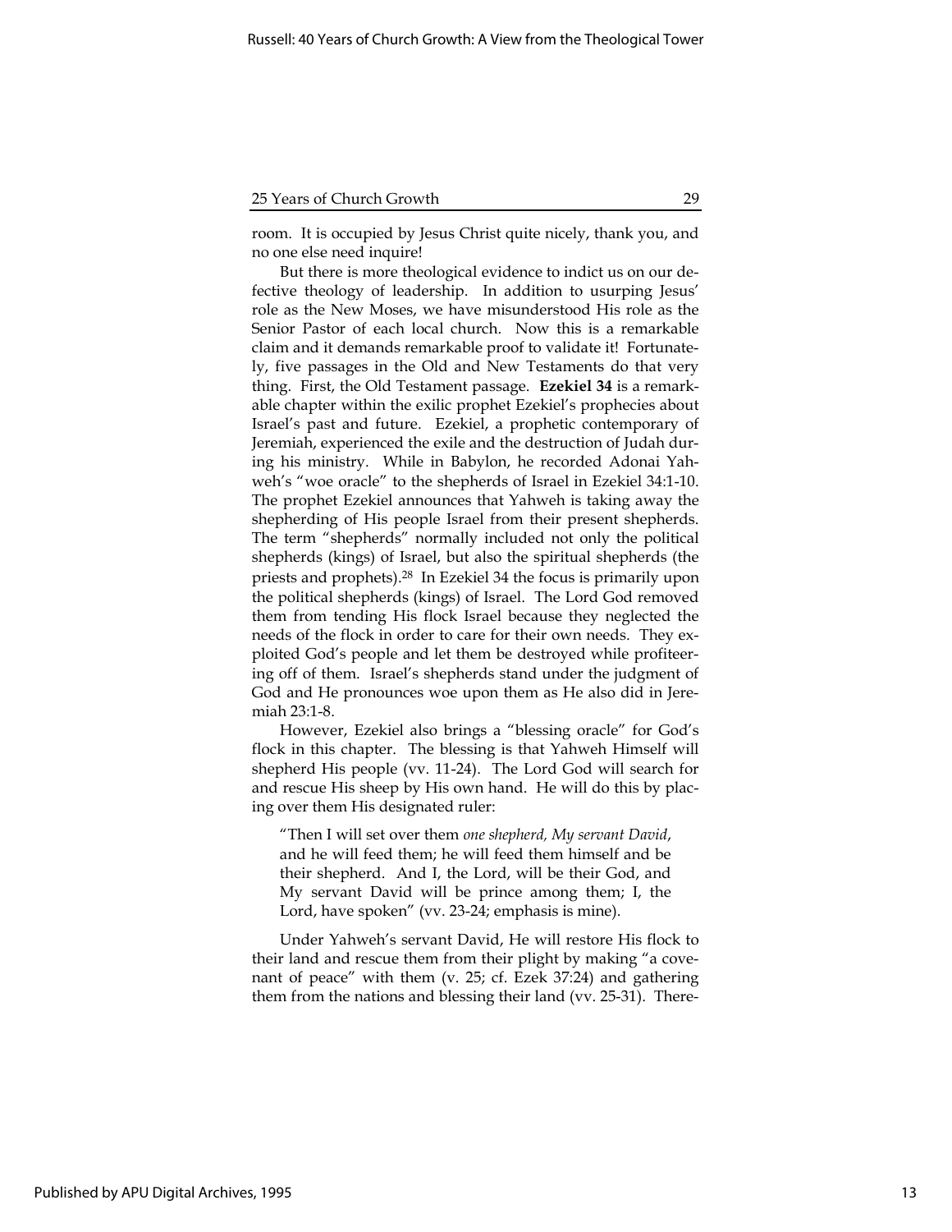room. It is occupied by Jesus Christ quite nicely, thank you, and no one else need inquire!

But there is more theological evidence to indict us on our defective theology of leadership. In addition to usurping Jesus' role as the New Moses, we have misunderstood His role as the Senior Pastor of each local church. Now this is a remarkable claim and it demands remarkable proof to validate it! Fortunately, five passages in the Old and New Testaments do that very thing. First, the Old Testament passage. **Ezekiel 34** is a remarkable chapter within the exilic prophet Ezekiel's prophecies about Israel's past and future. Ezekiel, a prophetic contemporary of Jeremiah, experienced the exile and the destruction of Judah during his ministry. While in Babylon, he recorded Adonai Yahweh's "woe oracle" to the shepherds of Israel in Ezekiel 34:1-10. The prophet Ezekiel announces that Yahweh is taking away the shepherding of His people Israel from their present shepherds. The term "shepherds" normally included not only the political shepherds (kings) of Israel, but also the spiritual shepherds (the priests and prophets).[28] In Ezekiel 34 the focus is primarily upon the political shepherds (kings) of Israel. The Lord God removed them from tending His flock Israel because they neglected the needs of the flock in order to care for their own needs. They exploited God's people and let them be destroyed while profiteering off of them. Israel's shepherds stand under the judgment of God and He pronounces woe upon them as He also did in Jeremiah 23:1-8.

However, Ezekiel also brings a "blessing oracle" for God's flock in this chapter. The blessing is that Yahweh Himself will shepherd His people (vv. 11-24). The Lord God will search for and rescue His sheep by His own hand. He will do this by placing over them His designated ruler:

> "Then I will set over them *one shepherd, My servant David*, and he will feed them; he will feed them himself and be their shepherd. And I, the Lord, will be their God, and My servant David will be prince among them; I, the Lord, have spoken" (vv. 23-24; emphasis is mine).

Under Yahweh's servant David, He will restore His flock to their land and rescue them from their plight by making "a covenant of peace" with them (v. 25; cf. Ezek 37:24) and gathering them from the nations and blessing their land (vv. 25-31). There-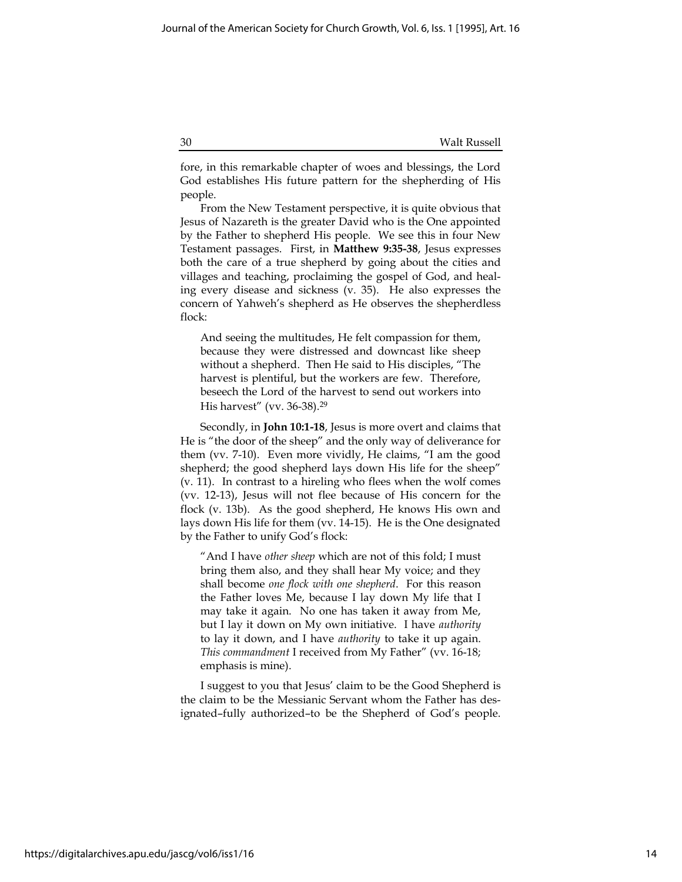fore, in this remarkable chapter of woes and blessings, the Lord God establishes His future pattern for the shepherding of His people.

From the New Testament perspective, it is quite obvious that Jesus of Nazareth is the greater David who is the One appointed by the Father to shepherd His people. We see this in four New Testament passages. First, in **Matthew 9:35-38**, Jesus expresses both the care of a true shepherd by going about the cities and villages and teaching, proclaiming the gospel of God, and healing every disease and sickness (v. 35). He also expresses the concern of Yahweh's shepherd as He observes the shepherdless flock:

> And seeing the multitudes, He felt compassion for them, because they were distressed and downcast like sheep without a shepherd. Then He said to His disciples, "The harvest is plentiful, but the workers are few. Therefore, beseech the Lord of the harvest to send out workers into His harvest" (vv. 36-38).[29]

Secondly, in **John 10:1-18**, Jesus is more overt and claims that He is "the door of the sheep" and the only way of deliverance for them (vv. 7-10). Even more vividly, He claims, "I am the good shepherd; the good shepherd lays down His life for the sheep" (v. 11). In contrast to a hireling who flees when the wolf comes (vv. 12-13), Jesus will not flee because of His concern for the flock (v. 13b). As the good shepherd, He knows His own and lays down His life for them (vv. 14-15). He is the One designated by the Father to unify God's flock:

> "And I have *other sheep* which are not of this fold; I must bring them also, and they shall hear My voice; and they shall become *one flock with one shepherd*. For this reason the Father loves Me, because I lay down My life that I may take it again. No one has taken it away from Me, but I lay it down on My own initiative. I have *authority* to lay it down, and I have *authority* to take it up again. *This commandment* I received from My Father" (vv. 16-18; emphasis is mine).

I suggest to you that Jesus' claim to be the Good Shepherd is the claim to be the Messianic Servant whom the Father has designated–fully authorized–to be the Shepherd of God's people.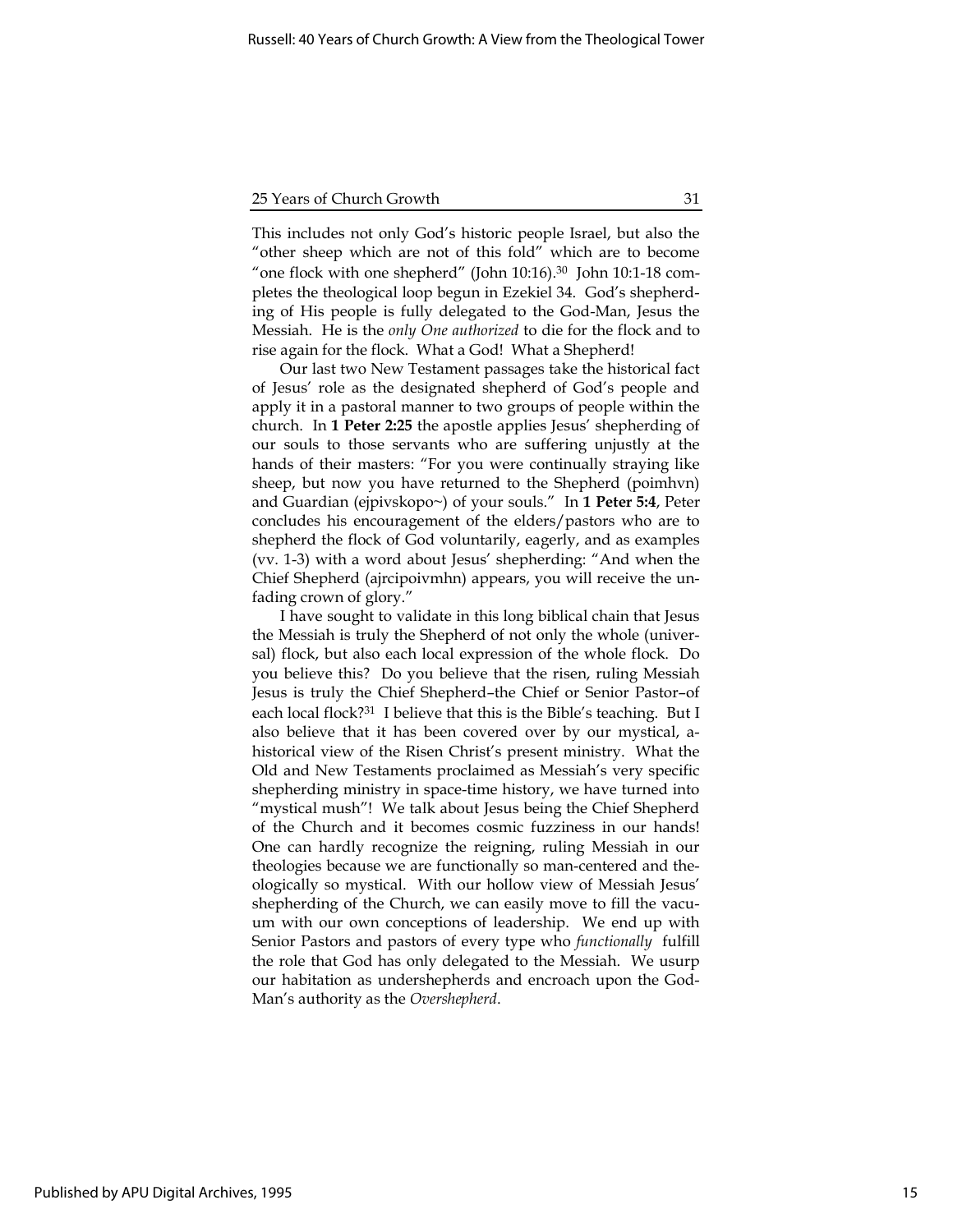This includes not only God's historic people Israel, but also the "other sheep which are not of this fold" which are to become "one flock with one shepherd" (John 10:16).[30] John 10:1-18 completes the theological loop begun in Ezekiel 34. God's shepherding of His people is fully delegated to the God-Man, Jesus the Messiah. He is the *only One authorized* to die for the flock and to rise again for the flock. What a God! What a Shepherd!

Our last two New Testament passages take the historical fact of Jesus' role as the designated shepherd of God's people and apply it in a pastoral manner to two groups of people within the church. In **1 Peter 2:25** the apostle applies Jesus' shepherding of our souls to those servants who are suffering unjustly at the hands of their masters: "For you were continually straying like sheep, but now you have returned to the Shepherd (poimhvn) and Guardian (ejpivskopo~) of your souls." In **1 Peter 5:4**, Peter concludes his encouragement of the elders/pastors who are to shepherd the flock of God voluntarily, eagerly, and as examples (vv. 1-3) with a word about Jesus' shepherding: "And when the Chief Shepherd (ajrcipoivmhn) appears, you will receive the unfading crown of glory."

I have sought to validate in this long biblical chain that Jesus the Messiah is truly the Shepherd of not only the whole (universal) flock, but also each local expression of the whole flock. Do you believe this? Do you believe that the risen, ruling Messiah Jesus is truly the Chief Shepherd–the Chief or Senior Pastor–of each local flock?[31] I believe that this is the Bible's teaching. But I also believe that it has been covered over by our mystical, a-historical view of the Risen Christ's present ministry. What the Old and New Testaments proclaimed as Messiah's very specific shepherding ministry in space-time history, we have turned into "mystical mush"! We talk about Jesus being the Chief Shepherd of the Church and it becomes cosmic fuzziness in our hands! One can hardly recognize the reigning, ruling Messiah in our theologies because we are functionally so man-centered and theologically so mystical. With our hollow view of Messiah Jesus' shepherding of the Church, we can easily move to fill the vacuum with our own conceptions of leadership. We end up with Senior Pastors and pastors of every type who *functionally* fulfill the role that God has only delegated to the Messiah. We usurp our habitation as undershepherds and encroach upon the God-Man's authority as the *Overshepherd*.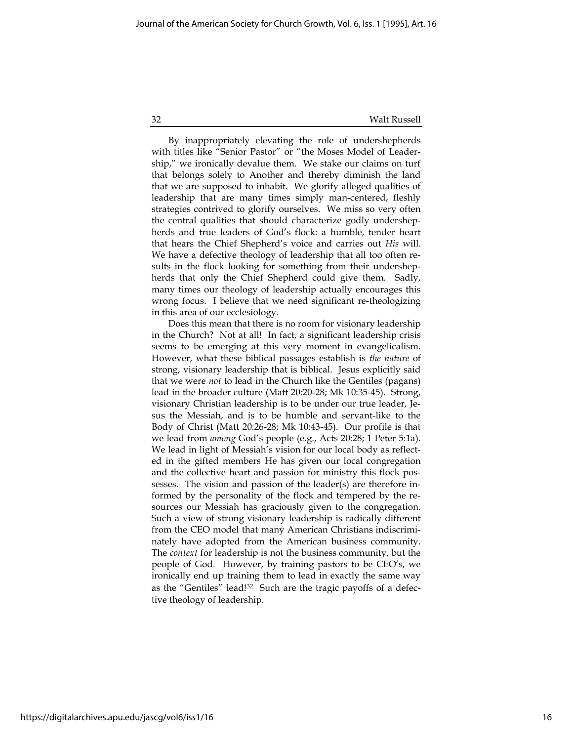By inappropriately elevating the role of undershepherds with titles like "Senior Pastor" or "the Moses Model of Leadership," we ironically devalue them. We stake our claims on turf that belongs solely to Another and thereby diminish the land that we are supposed to inhabit. We glorify alleged qualities of leadership that are many times simply man-centered, fleshly strategies contrived to glorify ourselves. We miss so very often the central qualities that should characterize godly undershepherds and true leaders of God's flock: a humble, tender heart that hears the Chief Shepherd's voice and carries out *His* will. We have a defective theology of leadership that all too often results in the flock looking for something from their undershepherds that only the Chief Shepherd could give them. Sadly, many times our theology of leadership actually encourages this wrong focus. I believe that we need significant re-theologizing in this area of our ecclesiology.

Does this mean that there is no room for visionary leadership in the Church? Not at all! In fact, a significant leadership crisis seems to be emerging at this very moment in evangelicalism. However, what these biblical passages establish is *the nature* of strong, visionary leadership that is biblical. Jesus explicitly said that we were *not* to lead in the Church like the Gentiles (pagans) lead in the broader culture (Matt 20:20-28; Mk 10:35-45). Strong, visionary Christian leadership is to be under our true leader, Jesus the Messiah, and is to be humble and servant-like to the Body of Christ (Matt 20:26-28; Mk 10:43-45). Our profile is that we lead from *among* God's people (e.g., Acts 20:28; 1 Peter 5:1a). We lead in light of Messiah's vision for our local body as reflected in the gifted members He has given our local congregation and the collective heart and passion for ministry this flock possesses. The vision and passion of the leader(s) are therefore informed by the personality of the flock and tempered by the resources our Messiah has graciously given to the congregation. Such a view of strong visionary leadership is radically different from the CEO model that many American Christians indiscriminately have adopted from the American business community. The *context* for leadership is not the business community, but the people of God. However, by training pastors to be CEO's, we ironically end up training them to lead in exactly the same way as the "Gentiles" lead![32] Such are the tragic payoffs of a defective theology of leadership.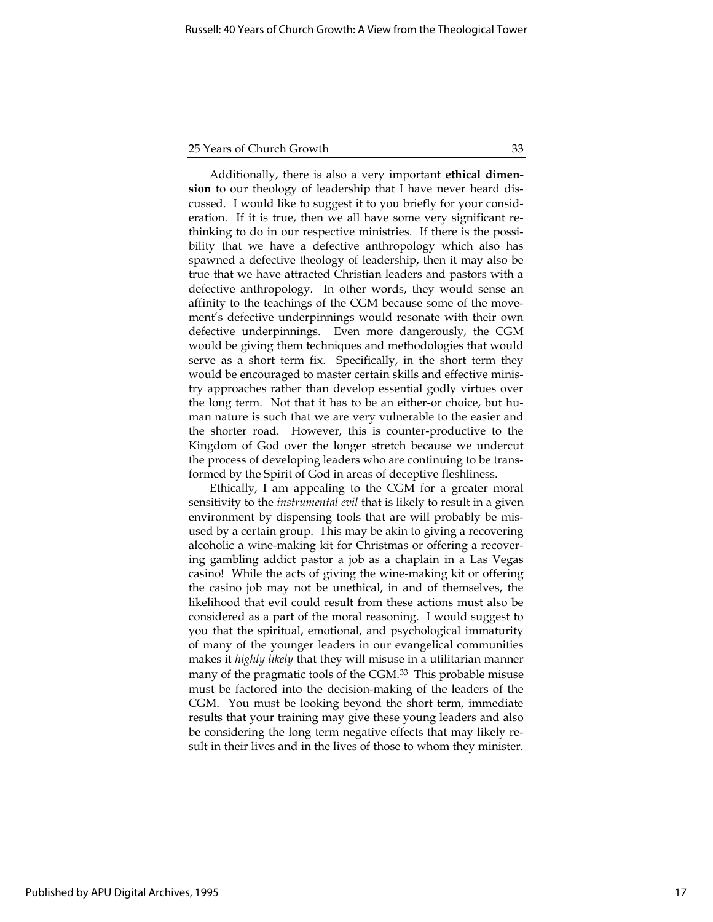Additionally, there is also a very important **ethical dimension** to our theology of leadership that I have never heard discussed. I would like to suggest it to you briefly for your consideration. If it is true, then we all have some very significant rethinking to do in our respective ministries. If there is the possibility that we have a defective anthropology which also has spawned a defective theology of leadership, then it may also be true that we have attracted Christian leaders and pastors with a defective anthropology. In other words, they would sense an affinity to the teachings of the CGM because some of the movement's defective underpinnings would resonate with their own defective underpinnings. Even more dangerously, the CGM would be giving them techniques and methodologies that would serve as a short term fix. Specifically, in the short term they would be encouraged to master certain skills and effective ministry approaches rather than develop essential godly virtues over the long term. Not that it has to be an either-or choice, but human nature is such that we are very vulnerable to the easier and the shorter road. However, this is counter-productive to the Kingdom of God over the longer stretch because we undercut the process of developing leaders who are continuing to be transformed by the Spirit of God in areas of deceptive fleshliness.

Ethically, I am appealing to the CGM for a greater moral sensitivity to the *instrumental evil* that is likely to result in a given environment by dispensing tools that are will probably be misused by a certain group. This may be akin to giving a recovering alcoholic a wine-making kit for Christmas or offering a recovering gambling addict pastor a job as a chaplain in a Las Vegas casino! While the acts of giving the wine-making kit or offering the casino job may not be unethical, in and of themselves, the likelihood that evil could result from these actions must also be considered as a part of the moral reasoning. I would suggest to you that the spiritual, emotional, and psychological immaturity of many of the younger leaders in our evangelical communities makes it *highly likely* that they will misuse in a utilitarian manner many of the pragmatic tools of the CGM.[33] This probable misuse must be factored into the decision-making of the leaders of the CGM. You must be looking beyond the short term, immediate results that your training may give these young leaders and also be considering the long term negative effects that may likely result in their lives and in the lives of those to whom they minister.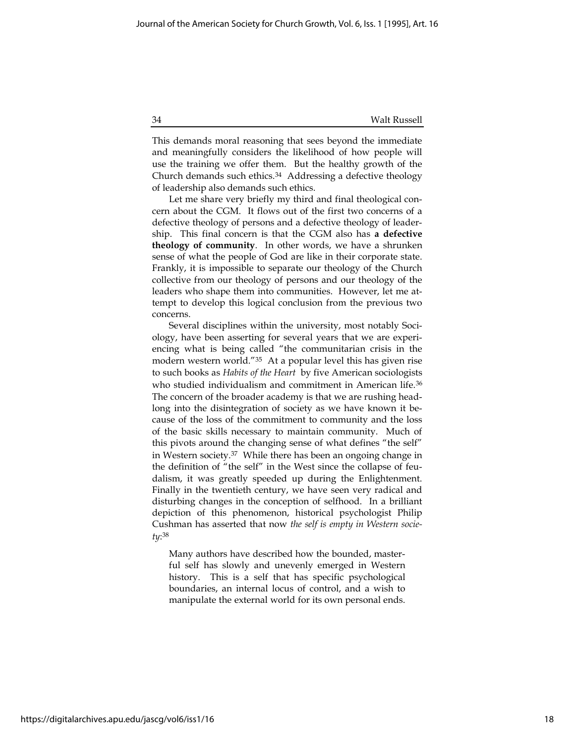This demands moral reasoning that sees beyond the immediate and meaningfully considers the likelihood of how people will use the training we offer them. But the healthy growth of the Church demands such ethics.[34] Addressing a defective theology of leadership also demands such ethics.

Let me share very briefly my third and final theological concern about the CGM. It flows out of the first two concerns of a defective theology of persons and a defective theology of leadership. This final concern is that the CGM also has **a defective theology of community**. In other words, we have a shrunken sense of what the people of God are like in their corporate state. Frankly, it is impossible to separate our theology of the Church collective from our theology of persons and our theology of the leaders who shape them into communities. However, let me attempt to develop this logical conclusion from the previous two concerns.

Several disciplines within the university, most notably Sociology, have been asserting for several years that we are experiencing what is being called "the communitarian crisis in the modern western world."[35] At a popular level this has given rise to such books as *Habits of the Heart* by five American sociologists who studied individualism and commitment in American life.[36] The concern of the broader academy is that we are rushing headlong into the disintegration of society as we have known it because of the loss of the commitment to community and the loss of the basic skills necessary to maintain community. Much of this pivots around the changing sense of what defines "the self" in Western society.[37] While there has been an ongoing change in the definition of "the self" in the West since the collapse of feudalism, it was greatly speeded up during the Enlightenment. Finally in the twentieth century, we have seen very radical and disturbing changes in the conception of selfhood. In a brilliant depiction of this phenomenon, historical psychologist Philip Cushman has asserted that now *the self is empty in Western society*:[38]

> Many authors have described how the bounded, masterful self has slowly and unevenly emerged in Western history. This is a self that has specific psychological boundaries, an internal locus of control, and a wish to manipulate the external world for its own personal ends.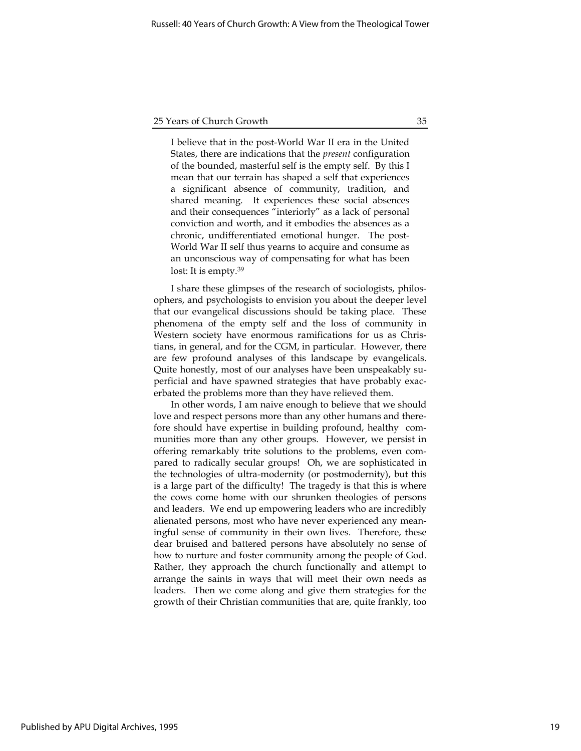I believe that in the post-World War II era in the United States, there are indications that the *present* configuration of the bounded, masterful self is the empty self. By this I mean that our terrain has shaped a self that experiences a significant absence of community, tradition, and shared meaning. It experiences these social absences and their consequences "interiorly" as a lack of personal conviction and worth, and it embodies the absences as a chronic, undifferentiated emotional hunger. The post-World War II self thus yearns to acquire and consume as an unconscious way of compensating for what has been lost: It is empty.[39]

I share these glimpses of the research of sociologists, philosophers, and psychologists to envision you about the deeper level that our evangelical discussions should be taking place. These phenomena of the empty self and the loss of community in Western society have enormous ramifications for us as Christians, in general, and for the CGM, in particular. However, there are few profound analyses of this landscape by evangelicals. Quite honestly, most of our analyses have been unspeakably superficial and have spawned strategies that have probably exacerbated the problems more than they have relieved them.

In other words, I am naive enough to believe that we should love and respect persons more than any other humans and therefore should have expertise in building profound, healthy communities more than any other groups. However, we persist in offering remarkably trite solutions to the problems, even compared to radically secular groups! Oh, we are sophisticated in the technologies of ultra-modernity (or postmodernity), but this is a large part of the difficulty! The tragedy is that this is where the cows come home with our shrunken theologies of persons and leaders. We end up empowering leaders who are incredibly alienated persons, most who have never experienced any meaningful sense of community in their own lives. Therefore, these dear bruised and battered persons have absolutely no sense of how to nurture and foster community among the people of God. Rather, they approach the church functionally and attempt to arrange the saints in ways that will meet their own needs as leaders. Then we come along and give them strategies for the growth of their Christian communities that are, quite frankly, too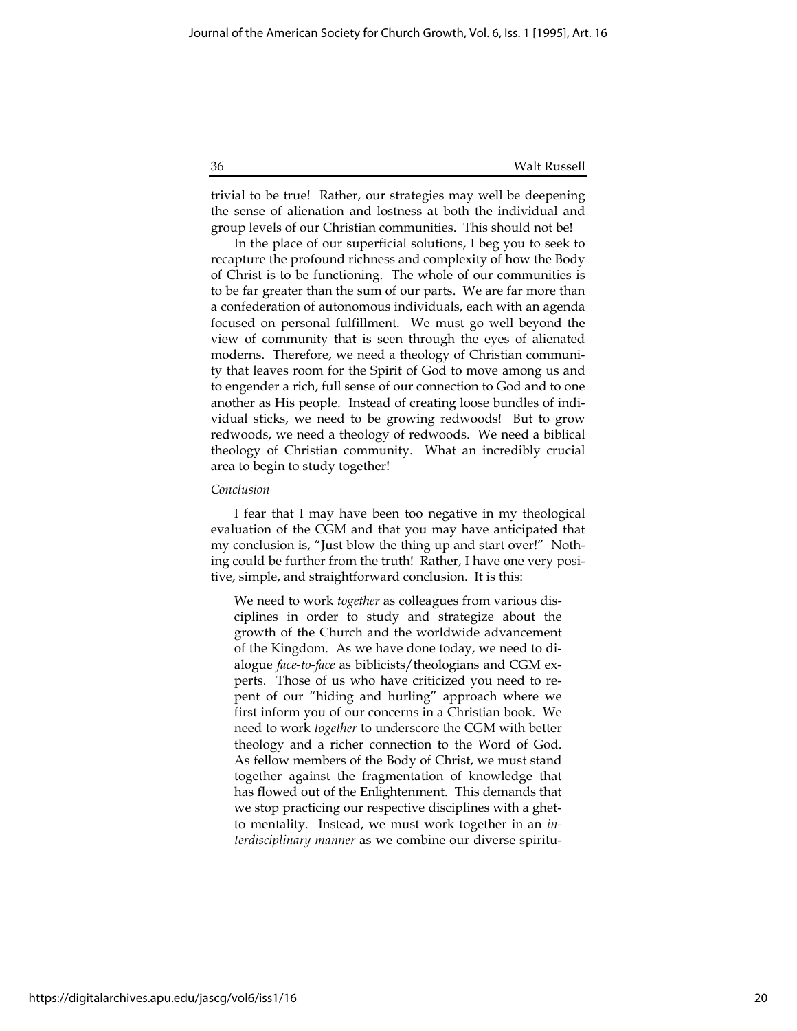trivial to be true! Rather, our strategies may well be deepening the sense of alienation and lostness at both the individual and group levels of our Christian communities. This should not be!

In the place of our superficial solutions, I beg you to seek to recapture the profound richness and complexity of how the Body of Christ is to be functioning. The whole of our communities is to be far greater than the sum of our parts. We are far more than a confederation of autonomous individuals, each with an agenda focused on personal fulfillment. We must go well beyond the view of community that is seen through the eyes of alienated moderns. Therefore, we need a theology of Christian community that leaves room for the Spirit of God to move among us and to engender a rich, full sense of our connection to God and to one another as His people. Instead of creating loose bundles of individual sticks, we need to be growing redwoods! But to grow redwoods, we need a theology of redwoods. We need a biblical theology of Christian community. What an incredibly crucial area to begin to study together!

*Conclusion*

I fear that I may have been too negative in my theological evaluation of the CGM and that you may have anticipated that my conclusion is, "Just blow the thing up and start over!" Nothing could be further from the truth! Rather, I have one very positive, simple, and straightforward conclusion. It is this:

> We need to work *together* as colleagues from various disciplines in order to study and strategize about the growth of the Church and the worldwide advancement of the Kingdom. As we have done today, we need to dialogue *face-to-face* as biblicists/theologians and CGM experts. Those of us who have criticized you need to repent of our "hiding and hurling" approach where we first inform you of our concerns in a Christian book. We need to work *together* to underscore the CGM with better theology and a richer connection to the Word of God. As fellow members of the Body of Christ, we must stand together against the fragmentation of knowledge that has flowed out of the Enlightenment. This demands that we stop practicing our respective disciplines with a ghetto mentality. Instead, we must work together in an *interdisciplinary manner* as we combine our diverse spiritu-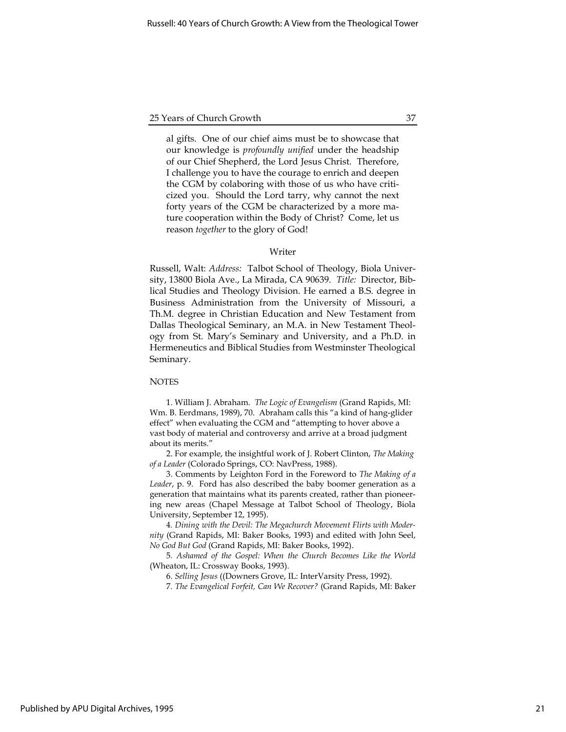al gifts. One of our chief aims must be to showcase that our knowledge is *profoundly unified* under the headship of our Chief Shepherd, the Lord Jesus Christ. Therefore, I challenge you to have the courage to enrich and deepen the CGM by colaboring with those of us who have criticized you. Should the Lord tarry, why cannot the next forty years of the CGM be characterized by a more mature cooperation within the Body of Christ? Come, let us reason *together* to the glory of God!

## Writer

Russell, Walt: *Address:* Talbot School of Theology, Biola University, 13800 Biola Ave., La Mirada, CA 90639. *Title:* Director, Biblical Studies and Theology Division. He earned a B.S. degree in Business Administration from the University of Missouri, a Th.M. degree in Christian Education and New Testament from Dallas Theological Seminary, an M.A. in New Testament Theology from St. Mary's Seminary and University, and a Ph.D. in Hermeneutics and Biblical Studies from Westminster Theological Seminary.

## NOTES

1. William J. Abraham. *The Logic of Evangelism* (Grand Rapids, MI: Wm. B. Eerdmans, 1989), 70. Abraham calls this "a kind of hang-glider effect" when evaluating the CGM and "attempting to hover above a vast body of material and controversy and arrive at a broad judgment about its merits."

2. For example, the insightful work of J. Robert Clinton, *The Making of a Leader* (Colorado Springs, CO: NavPress, 1988).

3. Comments by Leighton Ford in the Foreword to *The Making of a Leader*, p. 9. Ford has also described the baby boomer generation as a generation that maintains what its parents created, rather than pioneering new areas (Chapel Message at Talbot School of Theology, Biola University, September 12, 1995).

4. *Dining with the Devil: The Megachurch Movement Flirts with Modernity* (Grand Rapids, MI: Baker Books, 1993) and edited with John Seel, *No God But God* (Grand Rapids, MI: Baker Books, 1992).

5. *Ashamed of the Gospel: When the Church Becomes Like the World* (Wheaton, IL: Crossway Books, 1993).

6. *Selling Jesus* ((Downers Grove, IL: InterVarsity Press, 1992).

7. *The Evangelical Forfeit, Can We Recover?* (Grand Rapids, MI: Baker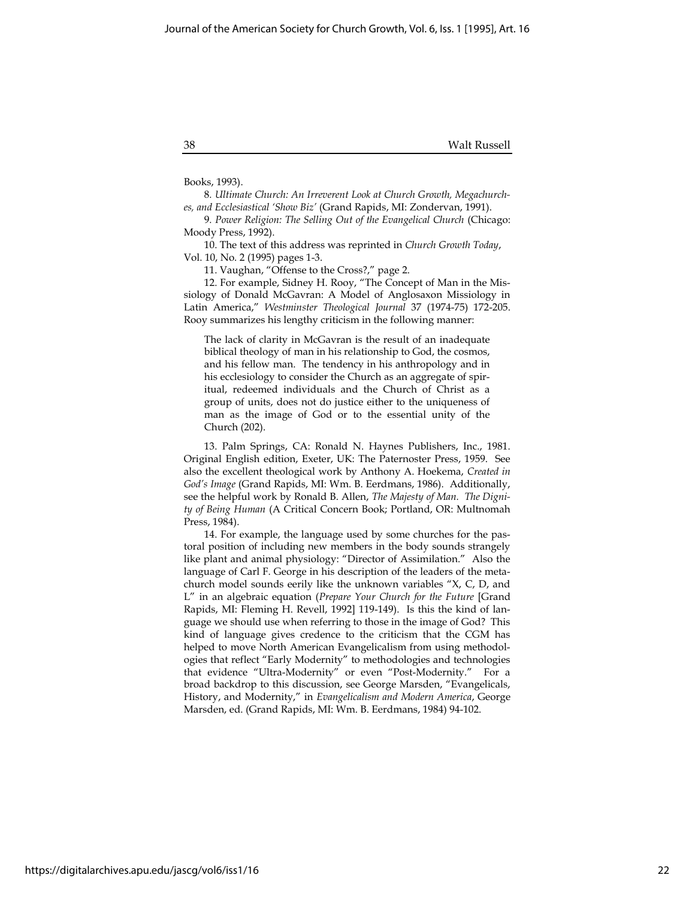Books, 1993).

8. *Ultimate Church: An Irreverent Look at Church Growth, Megachurches, and Ecclesiastical 'Show Biz'* (Grand Rapids, MI: Zondervan, 1991).

9. *Power Religion: The Selling Out of the Evangelical Church* (Chicago: Moody Press, 1992).

10. The text of this address was reprinted in *Church Growth Today*, Vol. 10, No. 2 (1995) pages 1-3.

11. Vaughan, "Offense to the Cross?," page 2.

12. For example, Sidney H. Rooy, "The Concept of Man in the Missiology of Donald McGavran: A Model of Anglosaxon Missiology in Latin America," *Westminster Theological Journal* 37 (1974-75) 172-205. Rooy summarizes his lengthy criticism in the following manner:

> The lack of clarity in McGavran is the result of an inadequate biblical theology of man in his relationship to God, the cosmos, and his fellow man. The tendency in his anthropology and in his ecclesiology to consider the Church as an aggregate of spiritual, redeemed individuals and the Church of Christ as a group of units, does not do justice either to the uniqueness of man as the image of God or to the essential unity of the Church (202).

13. Palm Springs, CA: Ronald N. Haynes Publishers, Inc., 1981. Original English edition, Exeter, UK: The Paternoster Press, 1959. See also the excellent theological work by Anthony A. Hoekema, *Created in God's Image* (Grand Rapids, MI: Wm. B. Eerdmans, 1986). Additionally, see the helpful work by Ronald B. Allen, *The Majesty of Man. The Dignity of Being Human* (A Critical Concern Book; Portland, OR: Multnomah Press, 1984).

14. For example, the language used by some churches for the pastoral position of including new members in the body sounds strangely like plant and animal physiology: "Director of Assimilation." Also the language of Carl F. George in his description of the leaders of the metachurch model sounds eerily like the unknown variables "X, C, D, and L" in an algebraic equation (*Prepare Your Church for the Future* [Grand Rapids, MI: Fleming H. Revell, 1992] 119-149). Is this the kind of language we should use when referring to those in the image of God? This kind of language gives credence to the criticism that the CGM has helped to move North American Evangelicalism from using methodologies that reflect "Early Modernity" to methodologies and technologies that evidence "Ultra-Modernity" or even "Post-Modernity." For a broad backdrop to this discussion, see George Marsden, "Evangelicals, History, and Modernity," in *Evangelicalism and Modern America*, George Marsden, ed. (Grand Rapids, MI: Wm. B. Eerdmans, 1984) 94-102.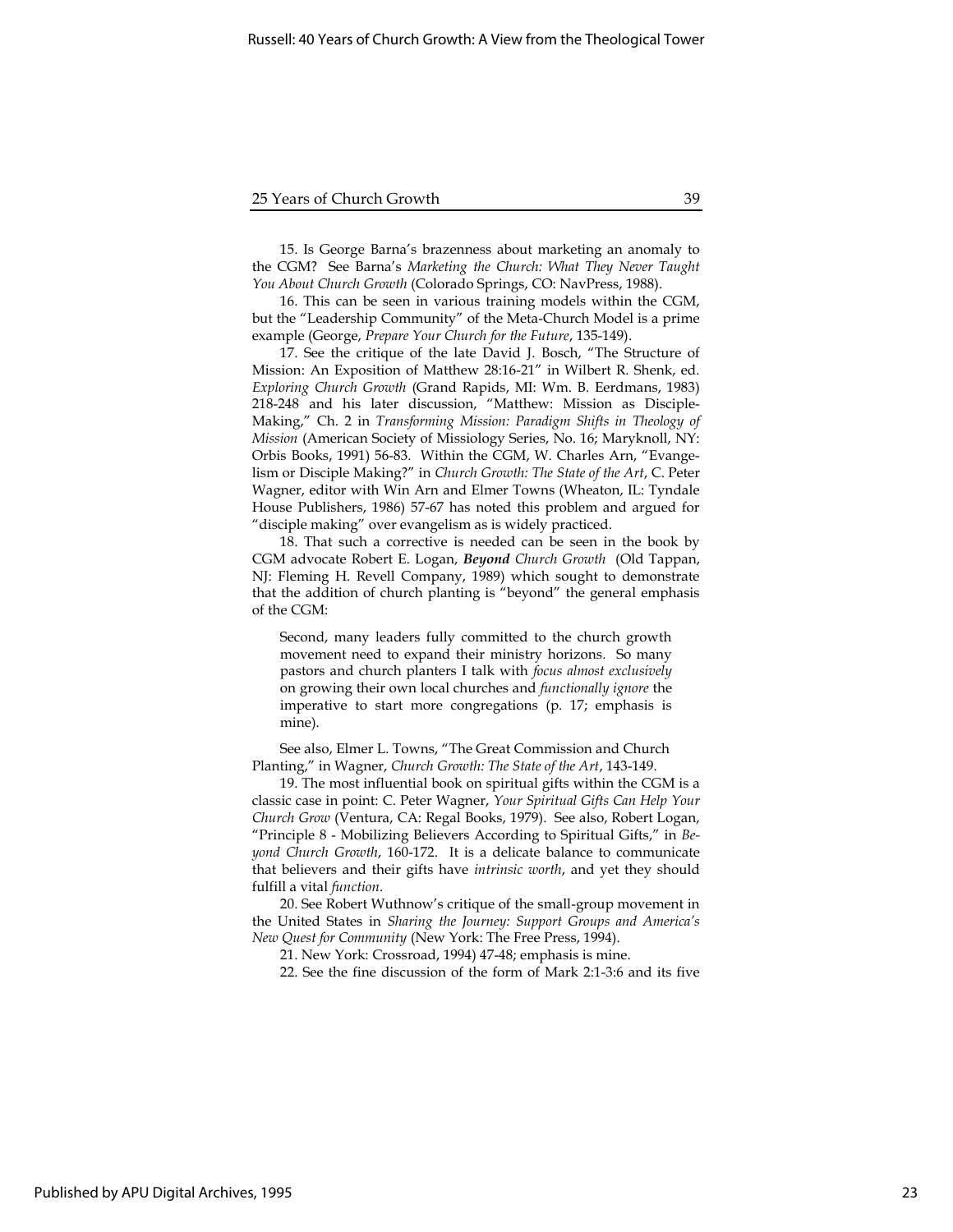15. Is George Barna's brazenness about marketing an anomaly to the CGM? See Barna's *Marketing the Church: What They Never Taught You About Church Growth* (Colorado Springs, CO: NavPress, 1988).

16. This can be seen in various training models within the CGM, but the "Leadership Community" of the Meta-Church Model is a prime example (George, *Prepare Your Church for the Future*, 135-149).

17. See the critique of the late David J. Bosch, "The Structure of Mission: An Exposition of Matthew 28:16-21" in Wilbert R. Shenk, ed. *Exploring Church Growth* (Grand Rapids, MI: Wm. B. Eerdmans, 1983) 218-248 and his later discussion, "Matthew: Mission as Disciple-Making," Ch. 2 in *Transforming Mission: Paradigm Shifts in Theology of Mission* (American Society of Missiology Series, No. 16; Maryknoll, NY: Orbis Books, 1991) 56-83. Within the CGM, W. Charles Arn, "Evangelism or Disciple Making?" in *Church Growth: The State of the Art*, C. Peter Wagner, editor with Win Arn and Elmer Towns (Wheaton, IL: Tyndale House Publishers, 1986) 57-67 has noted this problem and argued for "disciple making" over evangelism as is widely practiced.

18. That such a corrective is needed can be seen in the book by CGM advocate Robert E. Logan, ***Beyond** Church Growth* (Old Tappan, NJ: Fleming H. Revell Company, 1989) which sought to demonstrate that the addition of church planting is "beyond" the general emphasis of the CGM:

> Second, many leaders fully committed to the church growth movement need to expand their ministry horizons. So many pastors and church planters I talk with *focus almost exclusively* on growing their own local churches and *functionally ignore* the imperative to start more congregations (p. 17; emphasis is mine).

See also, Elmer L. Towns, "The Great Commission and Church Planting," in Wagner, *Church Growth: The State of the Art*, 143-149.

19. The most influential book on spiritual gifts within the CGM is a classic case in point: C. Peter Wagner, *Your Spiritual Gifts Can Help Your Church Grow* (Ventura, CA: Regal Books, 1979). See also, Robert Logan, "Principle 8 - Mobilizing Believers According to Spiritual Gifts," in *Beyond Church Growth*, 160-172. It is a delicate balance to communicate that believers and their gifts have *intrinsic worth*, and yet they should fulfill a vital *function*.

20. See Robert Wuthnow's critique of the small-group movement in the United States in *Sharing the Journey: Support Groups and America's New Quest for Community* (New York: The Free Press, 1994).

21. New York: Crossroad, 1994) 47-48; emphasis is mine.

22. See the fine discussion of the form of Mark 2:1-3:6 and its five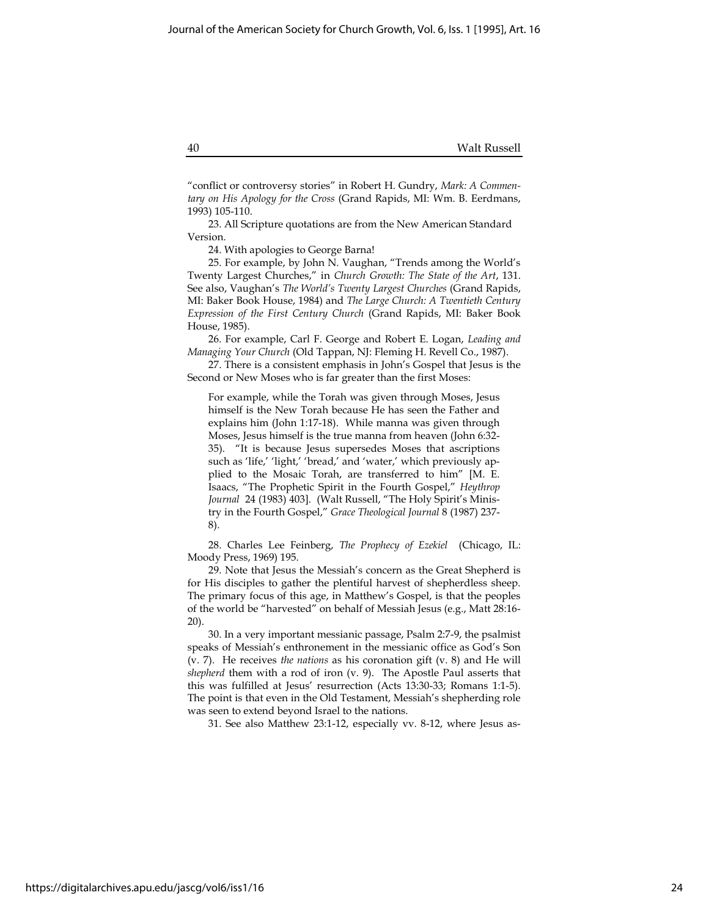"conflict or controversy stories" in Robert H. Gundry, *Mark: A Commentary on His Apology for the Cross* (Grand Rapids, MI: Wm. B. Eerdmans, 1993) 105-110.

23. All Scripture quotations are from the New American Standard Version.

24. With apologies to George Barna!

25. For example, by John N. Vaughan, "Trends among the World's Twenty Largest Churches," in *Church Growth: The State of the Art*, 131. See also, Vaughan's *The World's Twenty Largest Churches* (Grand Rapids, MI: Baker Book House, 1984) and *The Large Church: A Twentieth Century Expression of the First Century Church* (Grand Rapids, MI: Baker Book House, 1985).

26. For example, Carl F. George and Robert E. Logan, *Leading and Managing Your Church* (Old Tappan, NJ: Fleming H. Revell Co., 1987).

27. There is a consistent emphasis in John's Gospel that Jesus is the Second or New Moses who is far greater than the first Moses:

> For example, while the Torah was given through Moses, Jesus himself is the New Torah because He has seen the Father and explains him (John 1:17-18). While manna was given through Moses, Jesus himself is the true manna from heaven (John 6:32-35). "It is because Jesus supersedes Moses that ascriptions such as 'life,' 'light,' 'bread,' and 'water,' which previously applied to the Mosaic Torah, are transferred to him" [M. E. Isaacs, "The Prophetic Spirit in the Fourth Gospel," *Heythrop Journal* 24 (1983) 403]. (Walt Russell, "The Holy Spirit's Ministry in the Fourth Gospel," *Grace Theological Journal* 8 (1987) 237-8).

28. Charles Lee Feinberg, *The Prophecy of Ezekiel* (Chicago, IL: Moody Press, 1969) 195.

29. Note that Jesus the Messiah's concern as the Great Shepherd is for His disciples to gather the plentiful harvest of shepherdless sheep. The primary focus of this age, in Matthew's Gospel, is that the peoples of the world be "harvested" on behalf of Messiah Jesus (e.g., Matt 28:16-20).

30. In a very important messianic passage, Psalm 2:7-9, the psalmist speaks of Messiah's enthronement in the messianic office as God's Son (v. 7). He receives *the nations* as his coronation gift (v. 8) and He will *shepherd* them with a rod of iron (v. 9). The Apostle Paul asserts that this was fulfilled at Jesus' resurrection (Acts 13:30-33; Romans 1:1-5). The point is that even in the Old Testament, Messiah's shepherding role was seen to extend beyond Israel to the nations.

31. See also Matthew 23:1-12, especially vv. 8-12, where Jesus as-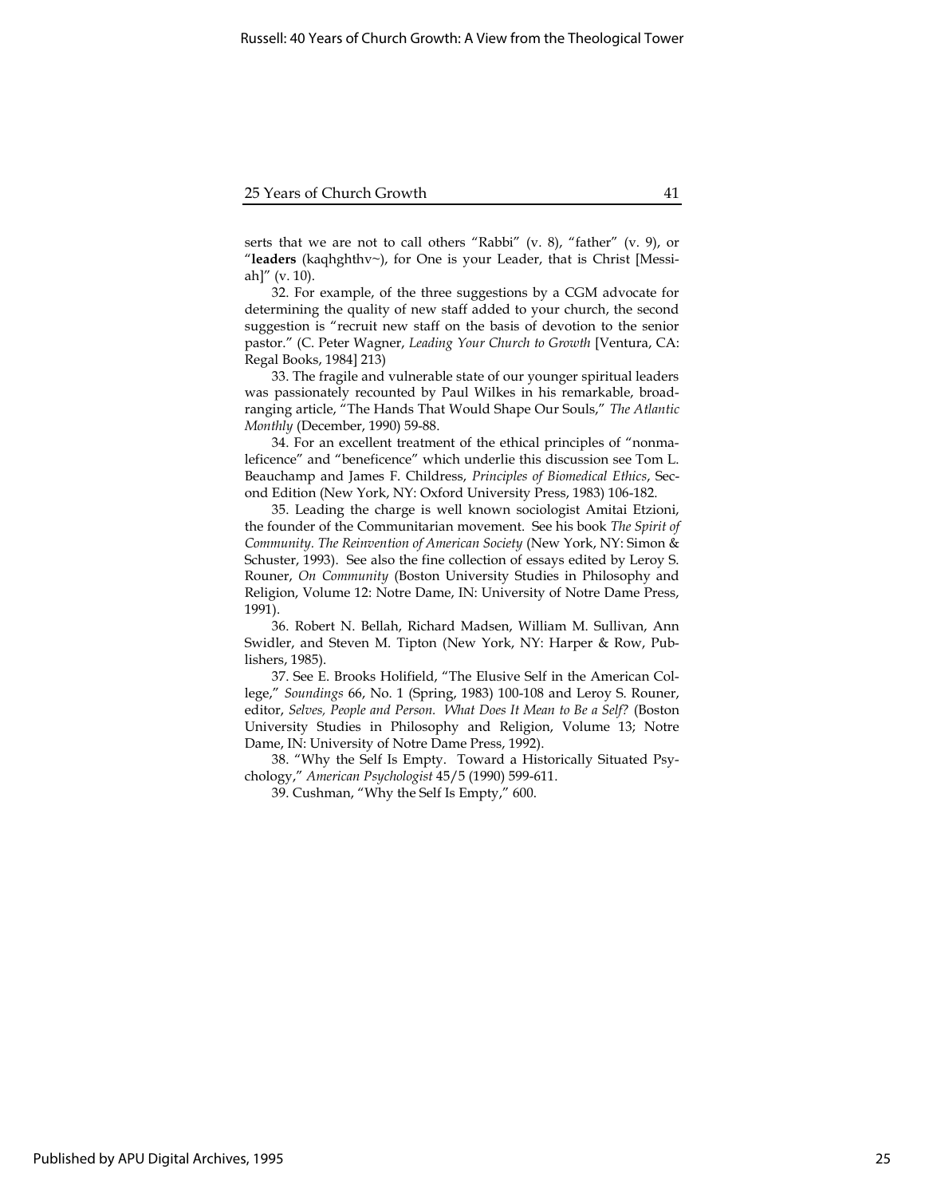serts that we are not to call others “Rabbi” (v. 8), “father” (v. 9), or “**leaders** (kaqhghthv~), for One is your Leader, that is Christ [Messiah]” (v. 10).

32. For example, of the three suggestions by a CGM advocate for determining the quality of new staff added to your church, the second suggestion is “recruit new staff on the basis of devotion to the senior pastor.” (C. Peter Wagner, *Leading Your Church to Growth* [Ventura, CA: Regal Books, 1984] 213)

33. The fragile and vulnerable state of our younger spiritual leaders was passionately recounted by Paul Wilkes in his remarkable, broad-ranging article, “The Hands That Would Shape Our Souls,” *The Atlantic Monthly* (December, 1990) 59-88.

34. For an excellent treatment of the ethical principles of “nonmaleficence” and “beneficence” which underlie this discussion see Tom L. Beauchamp and James F. Childress, *Principles of Biomedical Ethics*, Second Edition (New York, NY: Oxford University Press, 1983) 106-182.

35. Leading the charge is well known sociologist Amitai Etzioni, the founder of the Communitarian movement. See his book *The Spirit of Community. The Reinvention of American Society* (New York, NY: Simon & Schuster, 1993). See also the fine collection of essays edited by Leroy S. Rouner, *On Community* (Boston University Studies in Philosophy and Religion, Volume 12: Notre Dame, IN: University of Notre Dame Press, 1991).

36. Robert N. Bellah, Richard Madsen, William M. Sullivan, Ann Swidler, and Steven M. Tipton (New York, NY: Harper & Row, Publishers, 1985).

37. See E. Brooks Holifield, “The Elusive Self in the American College,” *Soundings* 66, No. 1 (Spring, 1983) 100-108 and Leroy S. Rouner, editor, *Selves, People and Person. What Does It Mean to Be a Self?* (Boston University Studies in Philosophy and Religion, Volume 13; Notre Dame, IN: University of Notre Dame Press, 1992).

38. “Why the Self Is Empty. Toward a Historically Situated Psychology,” *American Psychologist* 45/5 (1990) 599-611.

39. Cushman, “Why the Self Is Empty,” 600.